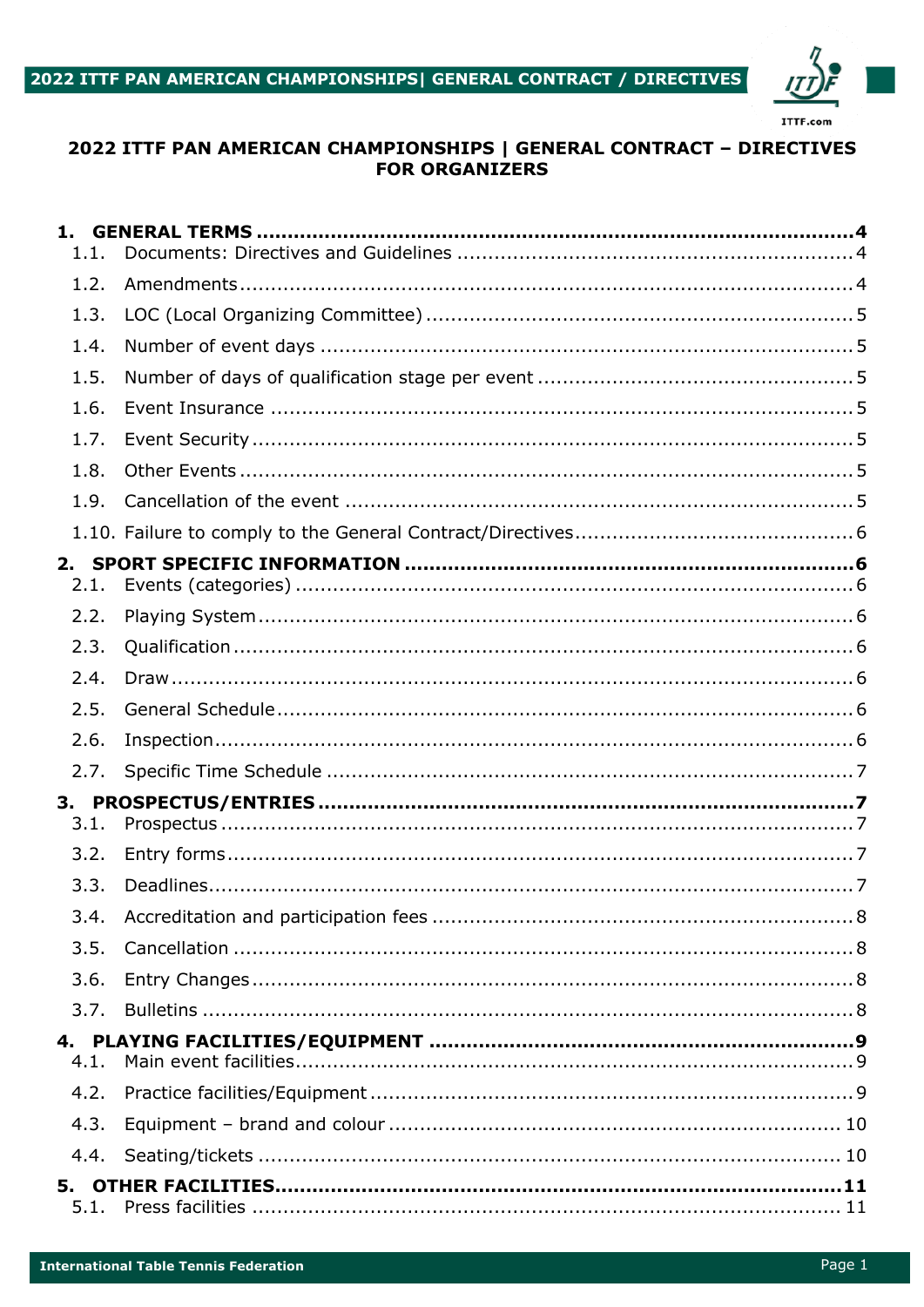# 2022 ITTF PAN AMERICAN CHAMPIONSHIPS | GENERAL CONTRACT – DIRECTIVES FOR ORGANIZERS

**1. GENERAL TERMS** ... **4**
- 1.1. Documents: Directives and Guidelines ... 4
- 1.2. Amendments ... 4
- 1.3. LOC (Local Organizing Committee) ... 5
- 1.4. Number of event days ... 5
- 1.5. Number of days of qualification stage per event ... 5
- 1.6. Event Insurance ... 5
- 1.7. Event Security ... 5
- 1.8. Other Events ... 5
- 1.9. Cancellation of the event ... 5
- 1.10. Failure to comply to the General Contract/Directives ... 6

**2. SPORT SPECIFIC INFORMATION** ... **6**
- 2.1. Events (categories) ... 6
- 2.2. Playing System ... 6
- 2.3. Qualification ... 6
- 2.4. Draw ... 6
- 2.5. General Schedule ... 6
- 2.6. Inspection ... 6
- 2.7. Specific Time Schedule ... 7

**3. PROSPECTUS/ENTRIES** ... **7**
- 3.1. Prospectus ... 7
- 3.2. Entry forms ... 7
- 3.3. Deadlines ... 7
- 3.4. Accreditation and participation fees ... 8
- 3.5. Cancellation ... 8
- 3.6. Entry Changes ... 8
- 3.7. Bulletins ... 8

**4. PLAYING FACILITIES/EQUIPMENT** ... **9**
- 4.1. Main event facilities ... 9
- 4.2. Practice facilities/Equipment ... 9
- 4.3. Equipment – brand and colour ... 10
- 4.4. Seating/tickets ... 10

**5. OTHER FACILITIES** ... **11**
- 5.1. Press facilities ... 11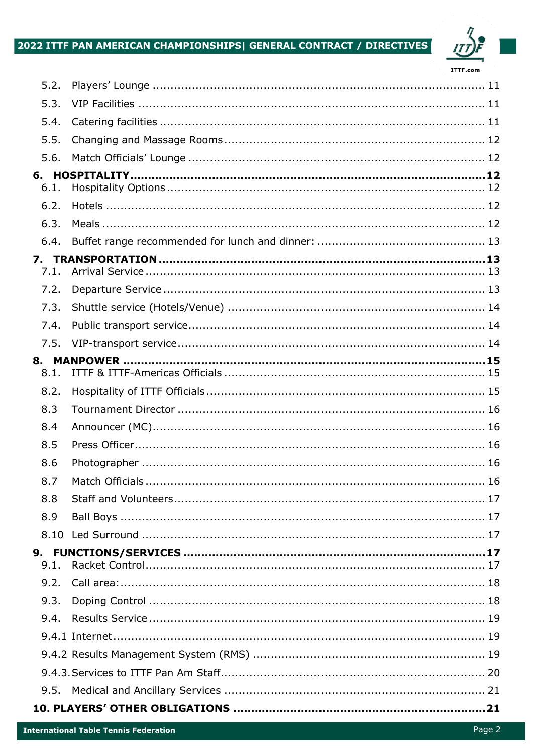5.2. Players' Lounge ..... 11

5.3. VIP Facilities ..... 11

5.4. Catering facilities ..... 11

5.5. Changing and Massage Rooms ..... 12

5.6. Match Officials' Lounge ..... 12

**6. HOSPITALITY ..... 12**

6.1. Hospitality Options ..... 12

6.2. Hotels ..... 12

6.3. Meals ..... 12

6.4. Buffet range recommended for lunch and dinner: ..... 13

**7. TRANSPORTATION ..... 13**

7.1. Arrival Service ..... 13

7.2. Departure Service ..... 13

7.3. Shuttle service (Hotels/Venue) ..... 14

7.4. Public transport service ..... 14

7.5. VIP-transport service ..... 14

**8. MANPOWER ..... 15**

8.1. ITTF & ITTF-Americas Officials ..... 15

8.2. Hospitality of ITTF Officials ..... 15

8.3 Tournament Director ..... 16

8.4 Announcer (MC) ..... 16

8.5 Press Officer ..... 16

8.6 Photographer ..... 16

8.7 Match Officials ..... 16

8.8 Staff and Volunteers ..... 17

8.9 Ball Boys ..... 17

8.10 Led Surround ..... 17

**9. FUNCTIONS/SERVICES ..... 17**

9.1. Racket Control ..... 17

9.2. Call area: ..... 18

9.3. Doping Control ..... 18

9.4. Results Service ..... 19

9.4.1 Internet ..... 19

9.4.2 Results Management System (RMS) ..... 19

9.4.3. Services to ITTF Pan Am Staff ..... 20

9.5. Medical and Ancillary Services ..... 21

**10. PLAYERS' OTHER OBLIGATIONS ..... 21**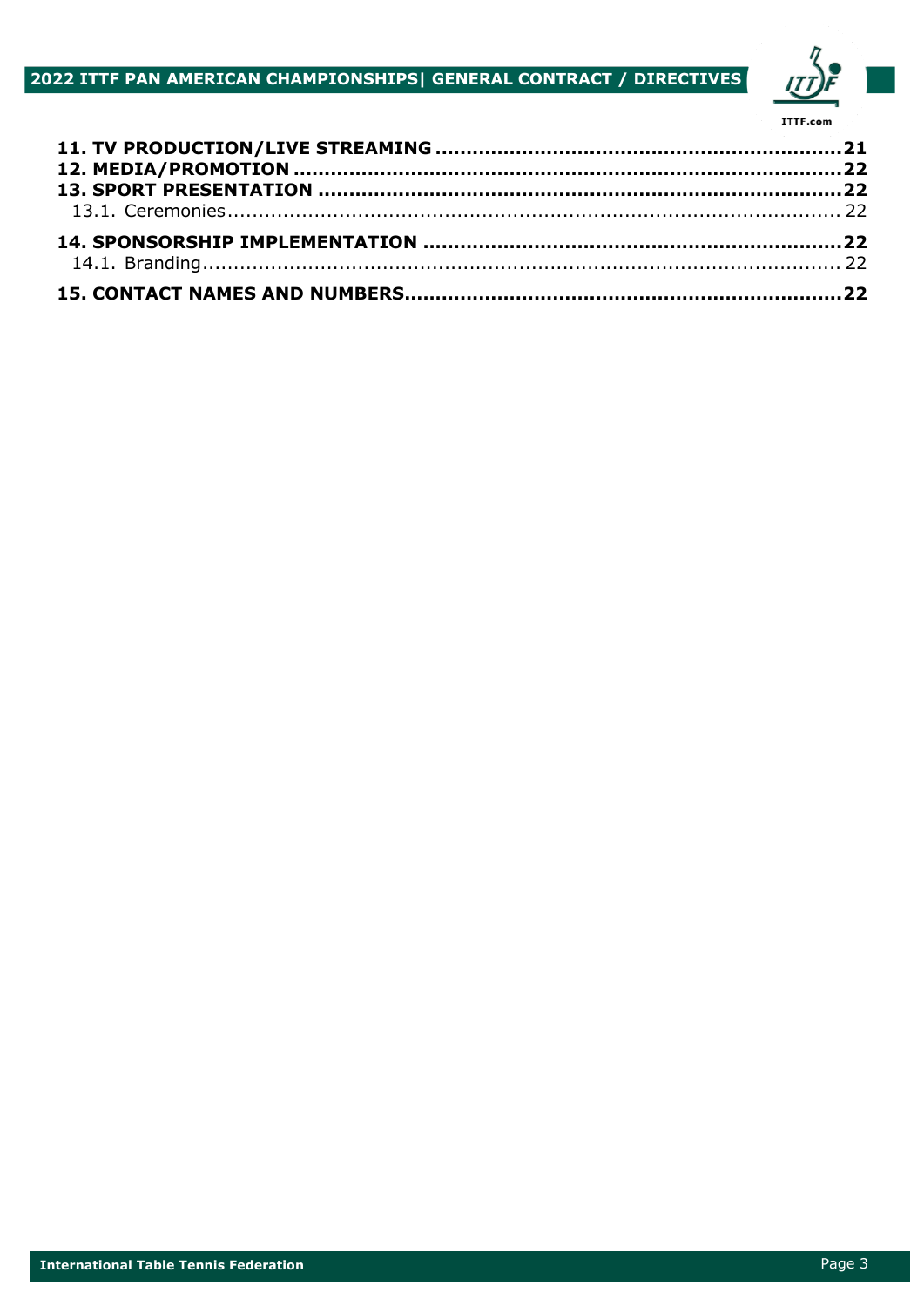**11. TV PRODUCTION/LIVE STREAMING** ........................................................ **21**
**12. MEDIA/PROMOTION** ........................................................................ **22**
**13. SPORT PRESENTATION** ..................................................................... **22**
13.1. Ceremonies ............................................................................................ 22
**14. SPONSORSHIP IMPLEMENTATION** ...................................................... **22**
14.1. Branding ............................................................................................... 22
**15. CONTACT NAMES AND NUMBERS** ........................................................ **22**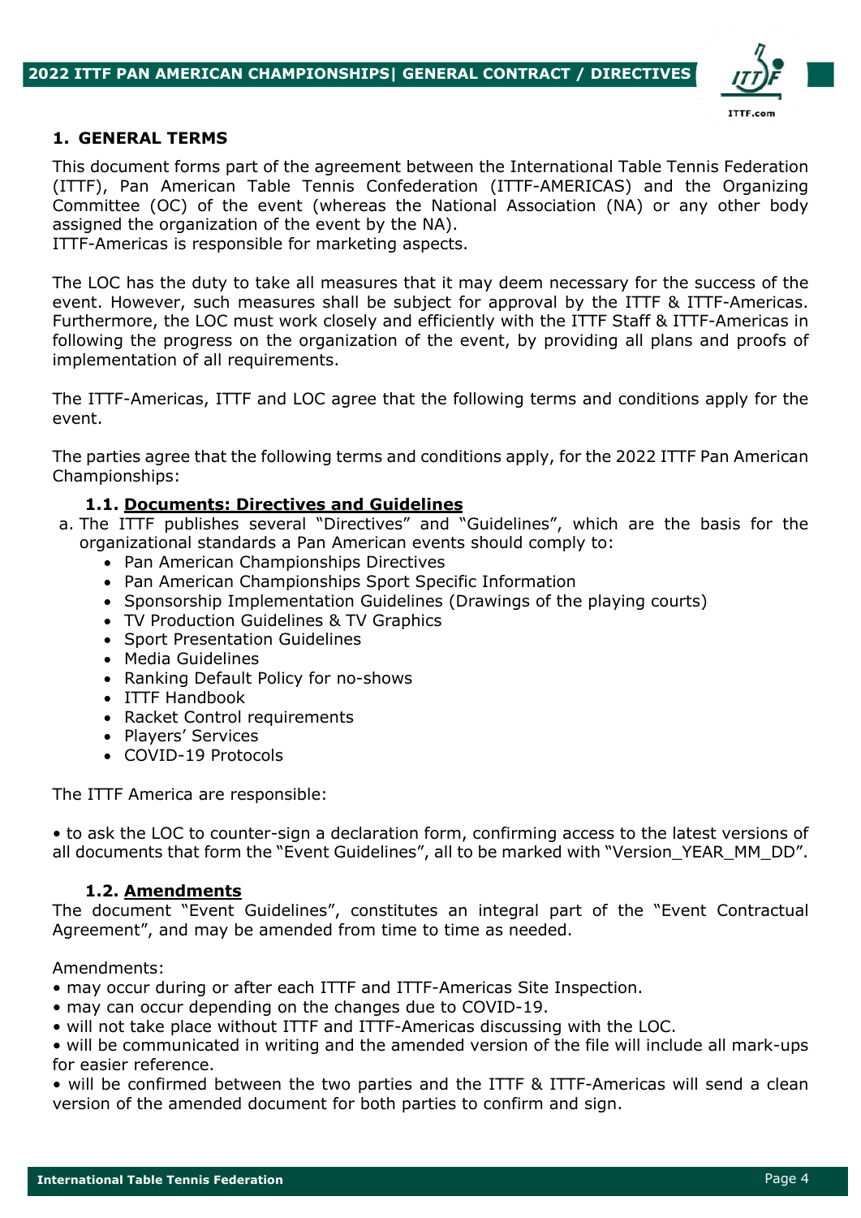## 1. GENERAL TERMS

This document forms part of the agreement between the International Table Tennis Federation (ITTF), Pan American Table Tennis Confederation (ITTF-AMERICAS) and the Organizing Committee (OC) of the event (whereas the National Association (NA) or any other body assigned the organization of the event by the NA).
ITTF-Americas is responsible for marketing aspects.

The LOC has the duty to take all measures that it may deem necessary for the success of the event. However, such measures shall be subject for approval by the ITTF & ITTF-Americas. Furthermore, the LOC must work closely and efficiently with the ITTF Staff & ITTF-Americas in following the progress on the organization of the event, by providing all plans and proofs of implementation of all requirements.

The ITTF-Americas, ITTF and LOC agree that the following terms and conditions apply for the event.

The parties agree that the following terms and conditions apply, for the 2022 ITTF Pan American Championships:

### 1.1. Documents: Directives and Guidelines

a. The ITTF publishes several "Directives" and "Guidelines", which are the basis for the organizational standards a Pan American events should comply to:
   - Pan American Championships Directives
   - Pan American Championships Sport Specific Information
   - Sponsorship Implementation Guidelines (Drawings of the playing courts)
   - TV Production Guidelines & TV Graphics
   - Sport Presentation Guidelines
   - Media Guidelines
   - Ranking Default Policy for no-shows
   - ITTF Handbook
   - Racket Control requirements
   - Players' Services
   - COVID-19 Protocols

The ITTF America are responsible:

• to ask the LOC to counter-sign a declaration form, confirming access to the latest versions of all documents that form the "Event Guidelines", all to be marked with "Version_YEAR_MM_DD".

### 1.2. Amendments

The document "Event Guidelines", constitutes an integral part of the "Event Contractual Agreement", and may be amended from time to time as needed.

Amendments:

• may occur during or after each ITTF and ITTF-Americas Site Inspection.
• may can occur depending on the changes due to COVID-19.
• will not take place without ITTF and ITTF-Americas discussing with the LOC.
• will be communicated in writing and the amended version of the file will include all mark-ups for easier reference.
• will be confirmed between the two parties and the ITTF & ITTF-Americas will send a clean version of the amended document for both parties to confirm and sign.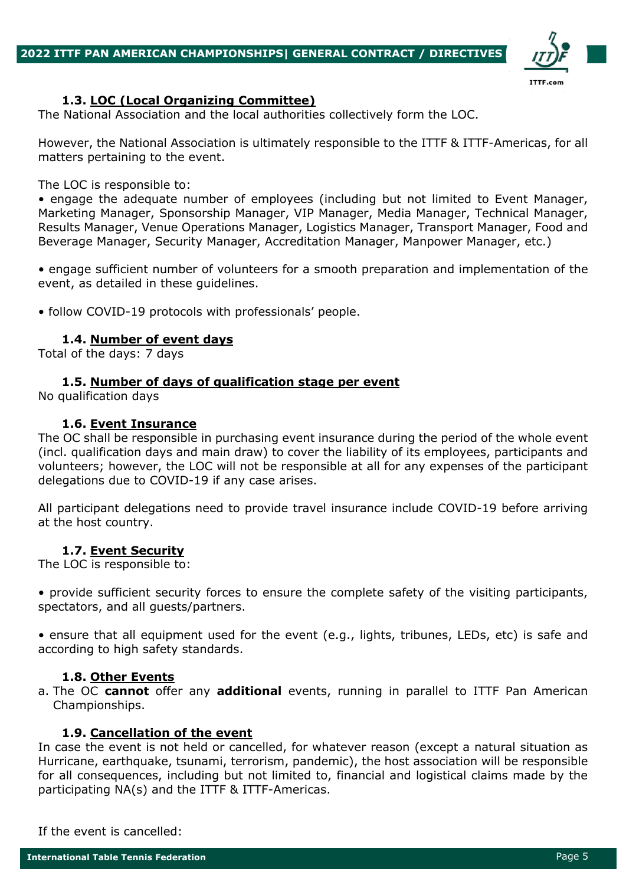### 1.3. LOC (Local Organizing Committee)

The National Association and the local authorities collectively form the LOC.

However, the National Association is ultimately responsible to the ITTF & ITTF-Americas, for all matters pertaining to the event.

The LOC is responsible to:

- engage the adequate number of employees (including but not limited to Event Manager, Marketing Manager, Sponsorship Manager, VIP Manager, Media Manager, Technical Manager, Results Manager, Venue Operations Manager, Logistics Manager, Transport Manager, Food and Beverage Manager, Security Manager, Accreditation Manager, Manpower Manager, etc.)

- engage sufficient number of volunteers for a smooth preparation and implementation of the event, as detailed in these guidelines.

- follow COVID-19 protocols with professionals' people.

### 1.4. Number of event days

Total of the days: 7 days

### 1.5. Number of days of qualification stage per event

No qualification days

### 1.6. Event Insurance

The OC shall be responsible in purchasing event insurance during the period of the whole event (incl. qualification days and main draw) to cover the liability of its employees, participants and volunteers; however, the LOC will not be responsible at all for any expenses of the participant delegations due to COVID-19 if any case arises.

All participant delegations need to provide travel insurance include COVID-19 before arriving at the host country.

### 1.7. Event Security

The LOC is responsible to:

- provide sufficient security forces to ensure the complete safety of the visiting participants, spectators, and all guests/partners.

- ensure that all equipment used for the event (e.g., lights, tribunes, LEDs, etc) is safe and according to high safety standards.

### 1.8. Other Events

a. The OC **cannot** offer any **additional** events, running in parallel to ITTF Pan American Championships.

### 1.9. Cancellation of the event

In case the event is not held or cancelled, for whatever reason (except a natural situation as Hurricane, earthquake, tsunami, terrorism, pandemic), the host association will be responsible for all consequences, including but not limited to, financial and logistical claims made by the participating NA(s) and the ITTF & ITTF-Americas.

If the event is cancelled: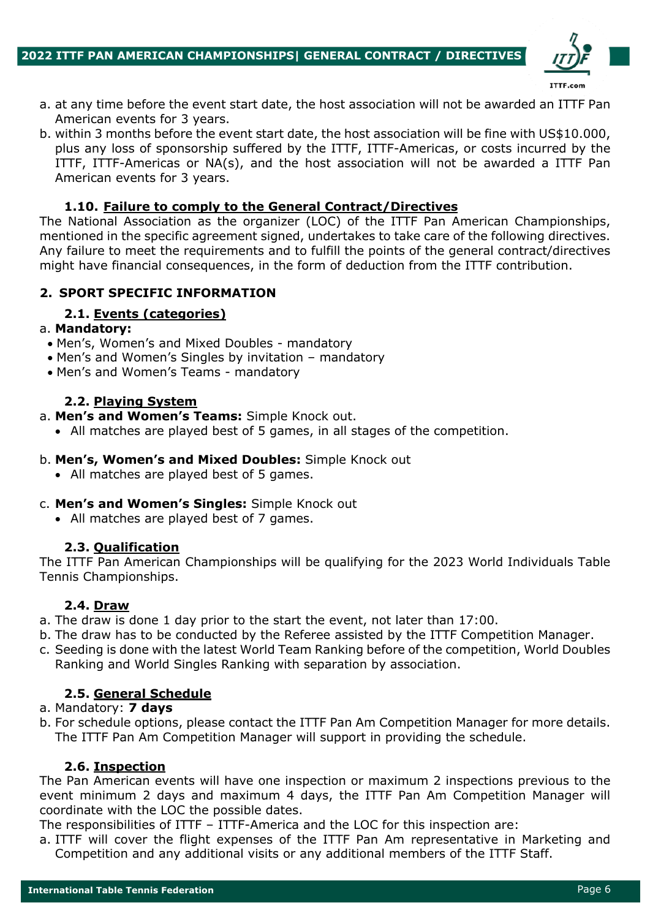a. at any time before the event start date, the host association will not be awarded an ITTF Pan American events for 3 years.
b. within 3 months before the event start date, the host association will be fine with US$10.000, plus any loss of sponsorship suffered by the ITTF, ITTF-Americas, or costs incurred by the ITTF, ITTF-Americas or NA(s), and the host association will not be awarded a ITTF Pan American events for 3 years.

### 1.10. Failure to comply to the General Contract/Directives

The National Association as the organizer (LOC) of the ITTF Pan American Championships, mentioned in the specific agreement signed, undertakes to take care of the following directives. Any failure to meet the requirements and to fulfill the points of the general contract/directives might have financial consequences, in the form of deduction from the ITTF contribution.

## 2. SPORT SPECIFIC INFORMATION

### 2.1. Events (categories)

a. **Mandatory:**
- Men's, Women's and Mixed Doubles - mandatory
- Men's and Women's Singles by invitation – mandatory
- Men's and Women's Teams - mandatory

### 2.2. Playing System

a. **Men's and Women's Teams:** Simple Knock out.
- All matches are played best of 5 games, in all stages of the competition.

b. **Men's, Women's and Mixed Doubles:** Simple Knock out
- All matches are played best of 5 games.

c. **Men's and Women's Singles:** Simple Knock out
- All matches are played best of 7 games.

### 2.3. Qualification

The ITTF Pan American Championships will be qualifying for the 2023 World Individuals Table Tennis Championships.

### 2.4. Draw

a. The draw is done 1 day prior to the start the event, not later than 17:00.
b. The draw has to be conducted by the Referee assisted by the ITTF Competition Manager.
c. Seeding is done with the latest World Team Ranking before of the competition, World Doubles Ranking and World Singles Ranking with separation by association.

### 2.5. General Schedule

a. Mandatory: **7 days**
b. For schedule options, please contact the ITTF Pan Am Competition Manager for more details. The ITTF Pan Am Competition Manager will support in providing the schedule.

### 2.6. Inspection

The Pan American events will have one inspection or maximum 2 inspections previous to the event minimum 2 days and maximum 4 days, the ITTF Pan Am Competition Manager will coordinate with the LOC the possible dates.

The responsibilities of ITTF – ITTF-America and the LOC for this inspection are:

a. ITTF will cover the flight expenses of the ITTF Pan Am representative in Marketing and Competition and any additional visits or any additional members of the ITTF Staff.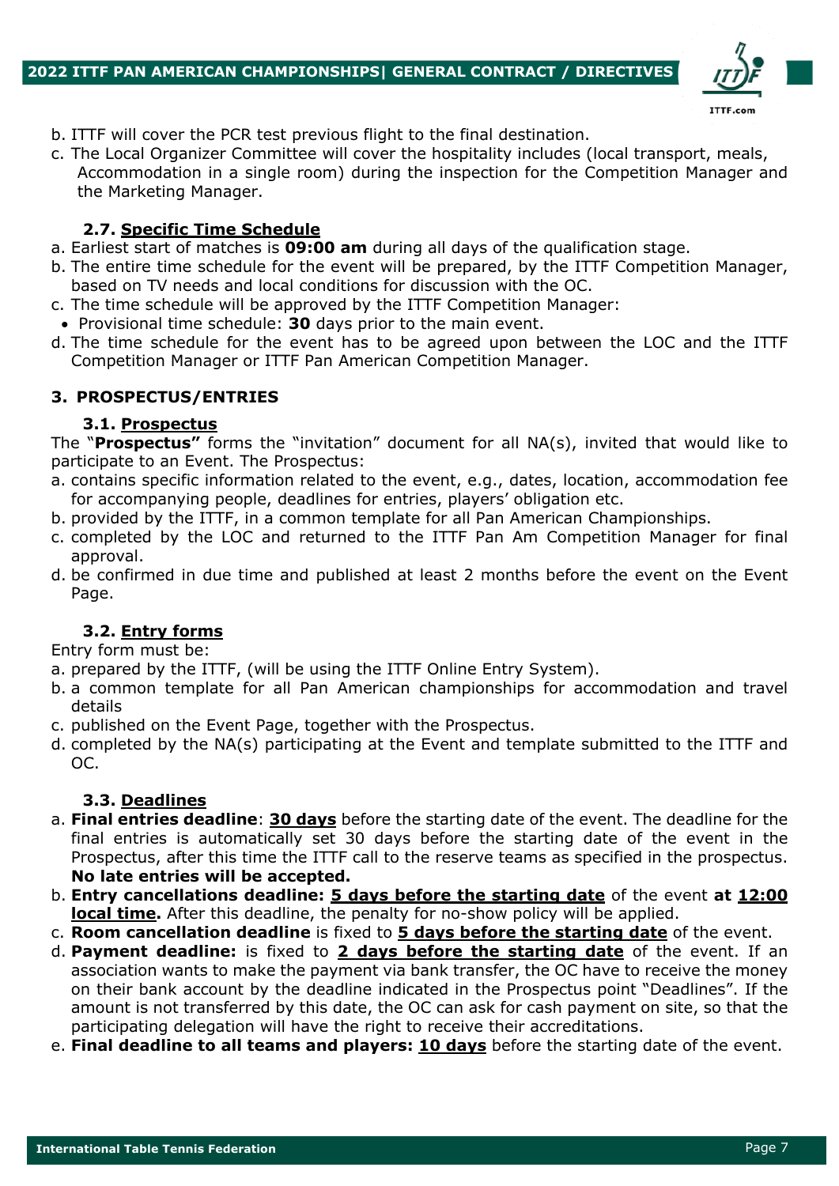b. ITTF will cover the PCR test previous flight to the final destination.

c. The Local Organizer Committee will cover the hospitality includes (local transport, meals, Accommodation in a single room) during the inspection for the Competition Manager and the Marketing Manager.

### 2.7. Specific Time Schedule

a. Earliest start of matches is **09:00 am** during all days of the qualification stage.

b. The entire time schedule for the event will be prepared, by the ITTF Competition Manager, based on TV needs and local conditions for discussion with the OC.

c. The time schedule will be approved by the ITTF Competition Manager:

- Provisional time schedule: **30** days prior to the main event.

d. The time schedule for the event has to be agreed upon between the LOC and the ITTF Competition Manager or ITTF Pan American Competition Manager.

## 3. PROSPECTUS/ENTRIES

### 3.1. Prospectus

The "**Prospectus"** forms the "invitation" document for all NA(s), invited that would like to participate to an Event. The Prospectus:

a. contains specific information related to the event, e.g., dates, location, accommodation fee for accompanying people, deadlines for entries, players' obligation etc.

b. provided by the ITTF, in a common template for all Pan American Championships.

c. completed by the LOC and returned to the ITTF Pan Am Competition Manager for final approval.

d. be confirmed in due time and published at least 2 months before the event on the Event Page.

### 3.2. Entry forms

Entry form must be:

a. prepared by the ITTF, (will be using the ITTF Online Entry System).

b. a common template for all Pan American championships for accommodation and travel details

c. published on the Event Page, together with the Prospectus.

d. completed by the NA(s) participating at the Event and template submitted to the ITTF and OC.

### 3.3. Deadlines

a. **Final entries deadline**: **30 days** before the starting date of the event. The deadline for the final entries is automatically set 30 days before the starting date of the event in the Prospectus, after this time the ITTF call to the reserve teams as specified in the prospectus. **No late entries will be accepted.**

b. **Entry cancellations deadline: 5 days before the starting date** of the event **at 12:00 local time.** After this deadline, the penalty for no-show policy will be applied.

c. **Room cancellation deadline** is fixed to **5 days before the starting date** of the event.

d. **Payment deadline:** is fixed to **2 days before the starting date** of the event. If an association wants to make the payment via bank transfer, the OC have to receive the money on their bank account by the deadline indicated in the Prospectus point "Deadlines". If the amount is not transferred by this date, the OC can ask for cash payment on site, so that the participating delegation will have the right to receive their accreditations.

e. **Final deadline to all teams and players: 10 days** before the starting date of the event.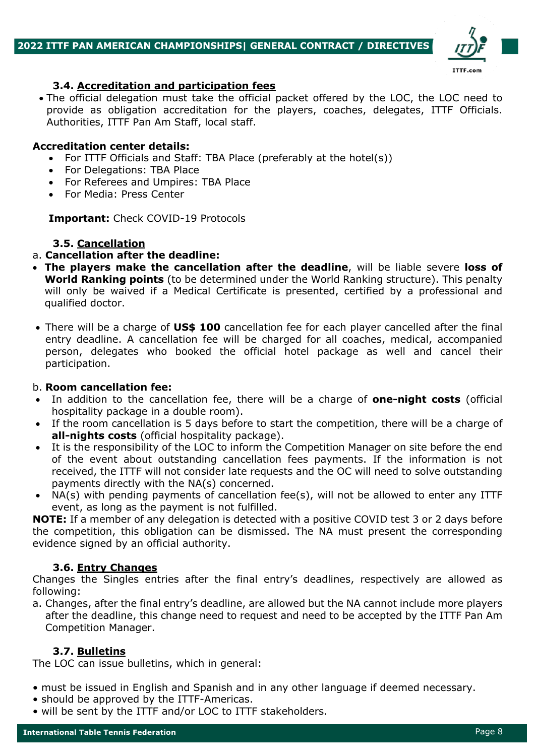### 3.4. Accreditation and participation fees

- The official delegation must take the official packet offered by the LOC, the LOC need to provide as obligation accreditation for the players, coaches, delegates, ITTF Officials. Authorities, ITTF Pan Am Staff, local staff.

**Accreditation center details:**

- For ITTF Officials and Staff: TBA Place (preferably at the hotel(s))
- For Delegations: TBA Place
- For Referees and Umpires: TBA Place
- For Media: Press Center

**Important:** Check COVID-19 Protocols

### 3.5. Cancellation

a. **Cancellation after the deadline:**

- **The players make the cancellation after the deadline**, will be liable severe **loss of World Ranking points** (to be determined under the World Ranking structure). This penalty will only be waived if a Medical Certificate is presented, certified by a professional and qualified doctor.

- There will be a charge of **US$ 100** cancellation fee for each player cancelled after the final entry deadline. A cancellation fee will be charged for all coaches, medical, accompanied person, delegates who booked the official hotel package as well and cancel their participation.

b. **Room cancellation fee:**

- In addition to the cancellation fee, there will be a charge of **one-night costs** (official hospitality package in a double room).
- If the room cancellation is 5 days before to start the competition, there will be a charge of **all-nights costs** (official hospitality package).
- It is the responsibility of the LOC to inform the Competition Manager on site before the end of the event about outstanding cancellation fees payments. If the information is not received, the ITTF will not consider late requests and the OC will need to solve outstanding payments directly with the NA(s) concerned.
- NA(s) with pending payments of cancellation fee(s), will not be allowed to enter any ITTF event, as long as the payment is not fulfilled.

**NOTE:** If a member of any delegation is detected with a positive COVID test 3 or 2 days before the competition, this obligation can be dismissed. The NA must present the corresponding evidence signed by an official authority.

### 3.6. Entry Changes

Changes the Singles entries after the final entry's deadlines, respectively are allowed as following:

a. Changes, after the final entry's deadline, are allowed but the NA cannot include more players after the deadline, this change need to request and need to be accepted by the ITTF Pan Am Competition Manager.

### 3.7. Bulletins

The LOC can issue bulletins, which in general:

- must be issued in English and Spanish and in any other language if deemed necessary.
- should be approved by the ITTF-Americas.
- will be sent by the ITTF and/or LOC to ITTF stakeholders.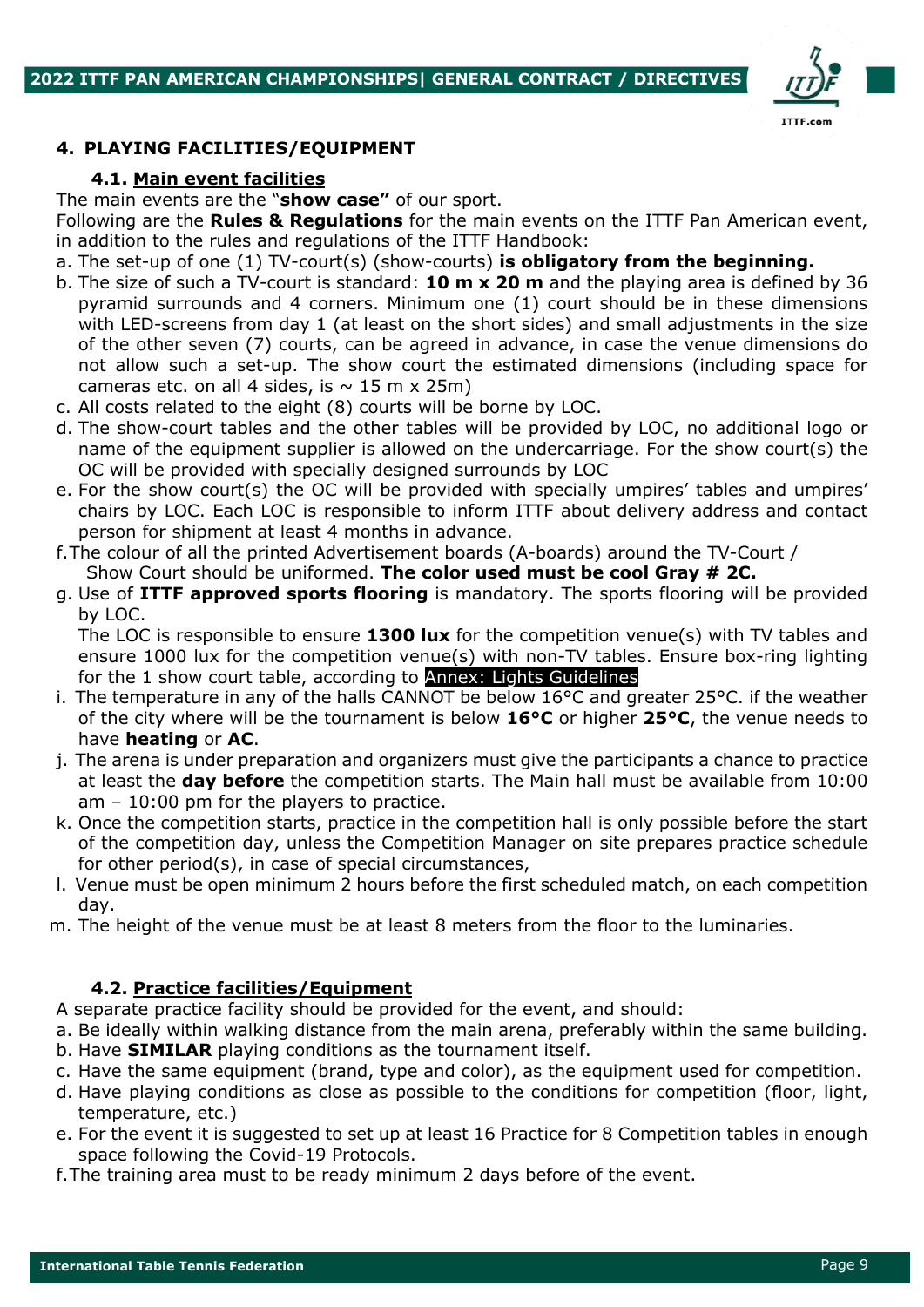## 4. PLAYING FACILITIES/EQUIPMENT

### 4.1. Main event facilities

The main events are the "**show case"** of our sport.

Following are the **Rules & Regulations** for the main events on the ITTF Pan American event, in addition to the rules and regulations of the ITTF Handbook:

a. The set-up of one (1) TV-court(s) (show-courts) **is obligatory from the beginning.**

b. The size of such a TV-court is standard: **10 m x 20 m** and the playing area is defined by 36 pyramid surrounds and 4 corners. Minimum one (1) court should be in these dimensions with LED-screens from day 1 (at least on the short sides) and small adjustments in the size of the other seven (7) courts, can be agreed in advance, in case the venue dimensions do not allow such a set-up. The show court the estimated dimensions (including space for cameras etc. on all 4 sides, is ~ 15 m x 25m)

c. All costs related to the eight (8) courts will be borne by LOC.

d. The show-court tables and the other tables will be provided by LOC, no additional logo or name of the equipment supplier is allowed on the undercarriage. For the show court(s) the OC will be provided with specially designed surrounds by LOC

e. For the show court(s) the OC will be provided with specially umpires' tables and umpires' chairs by LOC. Each LOC is responsible to inform ITTF about delivery address and contact person for shipment at least 4 months in advance.

f. The colour of all the printed Advertisement boards (A-boards) around the TV-Court / Show Court should be uniformed. **The color used must be cool Gray # 2C.**

g. Use of **ITTF approved sports flooring** is mandatory. The sports flooring will be provided by LOC.

The LOC is responsible to ensure **1300 lux** for the competition venue(s) with TV tables and ensure 1000 lux for the competition venue(s) with non-TV tables. Ensure box-ring lighting for the 1 show court table, according to Annex: Lights Guidelines

i. The temperature in any of the halls CANNOT be below 16°C and greater 25°C. if the weather of the city where will be the tournament is below **16°C** or higher **25°C**, the venue needs to have **heating** or **AC**.

j. The arena is under preparation and organizers must give the participants a chance to practice at least the **day before** the competition starts. The Main hall must be available from 10:00 am – 10:00 pm for the players to practice.

k. Once the competition starts, practice in the competition hall is only possible before the start of the competition day, unless the Competition Manager on site prepares practice schedule for other period(s), in case of special circumstances,

l. Venue must be open minimum 2 hours before the first scheduled match, on each competition day.

m. The height of the venue must be at least 8 meters from the floor to the luminaries.

### 4.2. Practice facilities/Equipment

A separate practice facility should be provided for the event, and should:

a. Be ideally within walking distance from the main arena, preferably within the same building.

b. Have **SIMILAR** playing conditions as the tournament itself.

c. Have the same equipment (brand, type and color), as the equipment used for competition.

d. Have playing conditions as close as possible to the conditions for competition (floor, light, temperature, etc.)

e. For the event it is suggested to set up at least 16 Practice for 8 Competition tables in enough space following the Covid-19 Protocols.

f. The training area must to be ready minimum 2 days before of the event.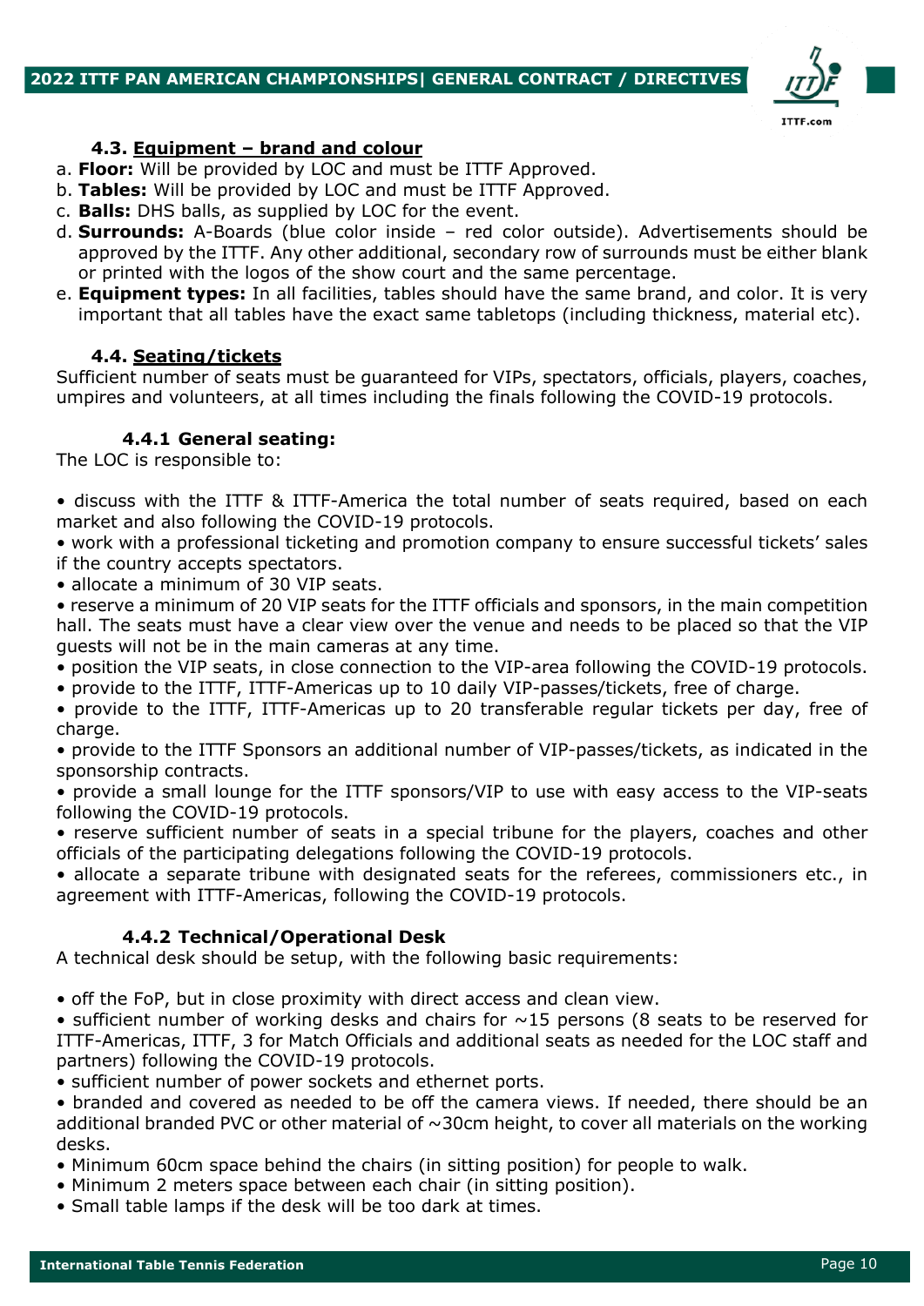### 4.3. Equipment – brand and colour

a. **Floor:** Will be provided by LOC and must be ITTF Approved.
b. **Tables:** Will be provided by LOC and must be ITTF Approved.
c. **Balls:** DHS balls, as supplied by LOC for the event.
d. **Surrounds:** A-Boards (blue color inside – red color outside). Advertisements should be approved by the ITTF. Any other additional, secondary row of surrounds must be either blank or printed with the logos of the show court and the same percentage.
e. **Equipment types:** In all facilities, tables should have the same brand, and color. It is very important that all tables have the exact same tabletops (including thickness, material etc).

### 4.4. Seating/tickets

Sufficient number of seats must be guaranteed for VIPs, spectators, officials, players, coaches, umpires and volunteers, at all times including the finals following the COVID-19 protocols.

#### 4.4.1 General seating:

The LOC is responsible to:

- discuss with the ITTF & ITTF-America the total number of seats required, based on each market and also following the COVID-19 protocols.
- work with a professional ticketing and promotion company to ensure successful tickets' sales if the country accepts spectators.
- allocate a minimum of 30 VIP seats.
- reserve a minimum of 20 VIP seats for the ITTF officials and sponsors, in the main competition hall. The seats must have a clear view over the venue and needs to be placed so that the VIP guests will not be in the main cameras at any time.
- position the VIP seats, in close connection to the VIP-area following the COVID-19 protocols.
- provide to the ITTF, ITTF-Americas up to 10 daily VIP-passes/tickets, free of charge.
- provide to the ITTF, ITTF-Americas up to 20 transferable regular tickets per day, free of charge.
- provide to the ITTF Sponsors an additional number of VIP-passes/tickets, as indicated in the sponsorship contracts.
- provide a small lounge for the ITTF sponsors/VIP to use with easy access to the VIP-seats following the COVID-19 protocols.
- reserve sufficient number of seats in a special tribune for the players, coaches and other officials of the participating delegations following the COVID-19 protocols.
- allocate a separate tribune with designated seats for the referees, commissioners etc., in agreement with ITTF-Americas, following the COVID-19 protocols.

#### 4.4.2 Technical/Operational Desk

A technical desk should be setup, with the following basic requirements:

- off the FoP, but in close proximity with direct access and clean view.
- sufficient number of working desks and chairs for ~15 persons (8 seats to be reserved for ITTF-Americas, ITTF, 3 for Match Officials and additional seats as needed for the LOC staff and partners) following the COVID-19 protocols.
- sufficient number of power sockets and ethernet ports.
- branded and covered as needed to be off the camera views. If needed, there should be an additional branded PVC or other material of ~30cm height, to cover all materials on the working desks.
- Minimum 60cm space behind the chairs (in sitting position) for people to walk.
- Minimum 2 meters space between each chair (in sitting position).
- Small table lamps if the desk will be too dark at times.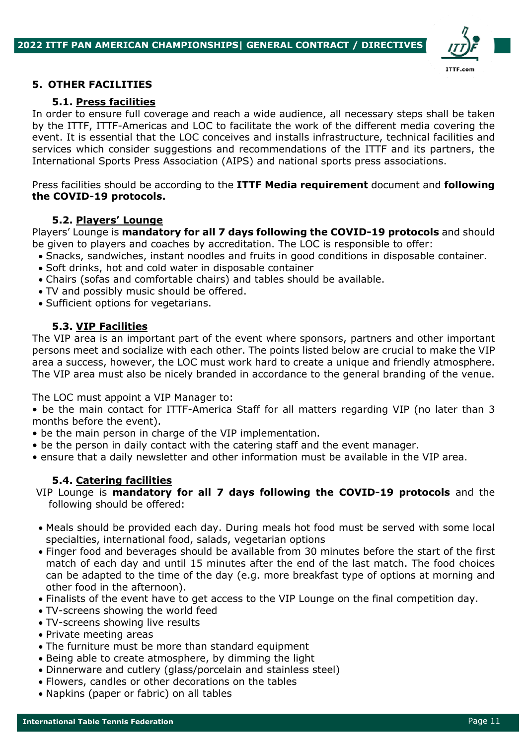## 5. OTHER FACILITIES

### 5.1. Press facilities

In order to ensure full coverage and reach a wide audience, all necessary steps shall be taken by the ITTF, ITTF-Americas and LOC to facilitate the work of the different media covering the event. It is essential that the LOC conceives and installs infrastructure, technical facilities and services which consider suggestions and recommendations of the ITTF and its partners, the International Sports Press Association (AIPS) and national sports press associations.

Press facilities should be according to the **ITTF Media requirement** document and **following the COVID-19 protocols.**

### 5.2. Players' Lounge

Players' Lounge is **mandatory for all 7 days following the COVID-19 protocols** and should be given to players and coaches by accreditation. The LOC is responsible to offer:

- Snacks, sandwiches, instant noodles and fruits in good conditions in disposable container.
- Soft drinks, hot and cold water in disposable container
- Chairs (sofas and comfortable chairs) and tables should be available.
- TV and possibly music should be offered.
- Sufficient options for vegetarians.

### 5.3. VIP Facilities

The VIP area is an important part of the event where sponsors, partners and other important persons meet and socialize with each other. The points listed below are crucial to make the VIP area a success, however, the LOC must work hard to create a unique and friendly atmosphere. The VIP area must also be nicely branded in accordance to the general branding of the venue.

The LOC must appoint a VIP Manager to:

- be the main contact for ITTF-America Staff for all matters regarding VIP (no later than 3 months before the event).
- be the main person in charge of the VIP implementation.
- be the person in daily contact with the catering staff and the event manager.
- ensure that a daily newsletter and other information must be available in the VIP area.

### 5.4. Catering facilities

VIP Lounge is **mandatory for all 7 days following the COVID-19 protocols** and the following should be offered:

- Meals should be provided each day. During meals hot food must be served with some local specialties, international food, salads, vegetarian options
- Finger food and beverages should be available from 30 minutes before the start of the first match of each day and until 15 minutes after the end of the last match. The food choices can be adapted to the time of the day (e.g. more breakfast type of options at morning and other food in the afternoon).
- Finalists of the event have to get access to the VIP Lounge on the final competition day.
- TV-screens showing the world feed
- TV-screens showing live results
- Private meeting areas
- The furniture must be more than standard equipment
- Being able to create atmosphere, by dimming the light
- Dinnerware and cutlery (glass/porcelain and stainless steel)
- Flowers, candles or other decorations on the tables
- Napkins (paper or fabric) on all tables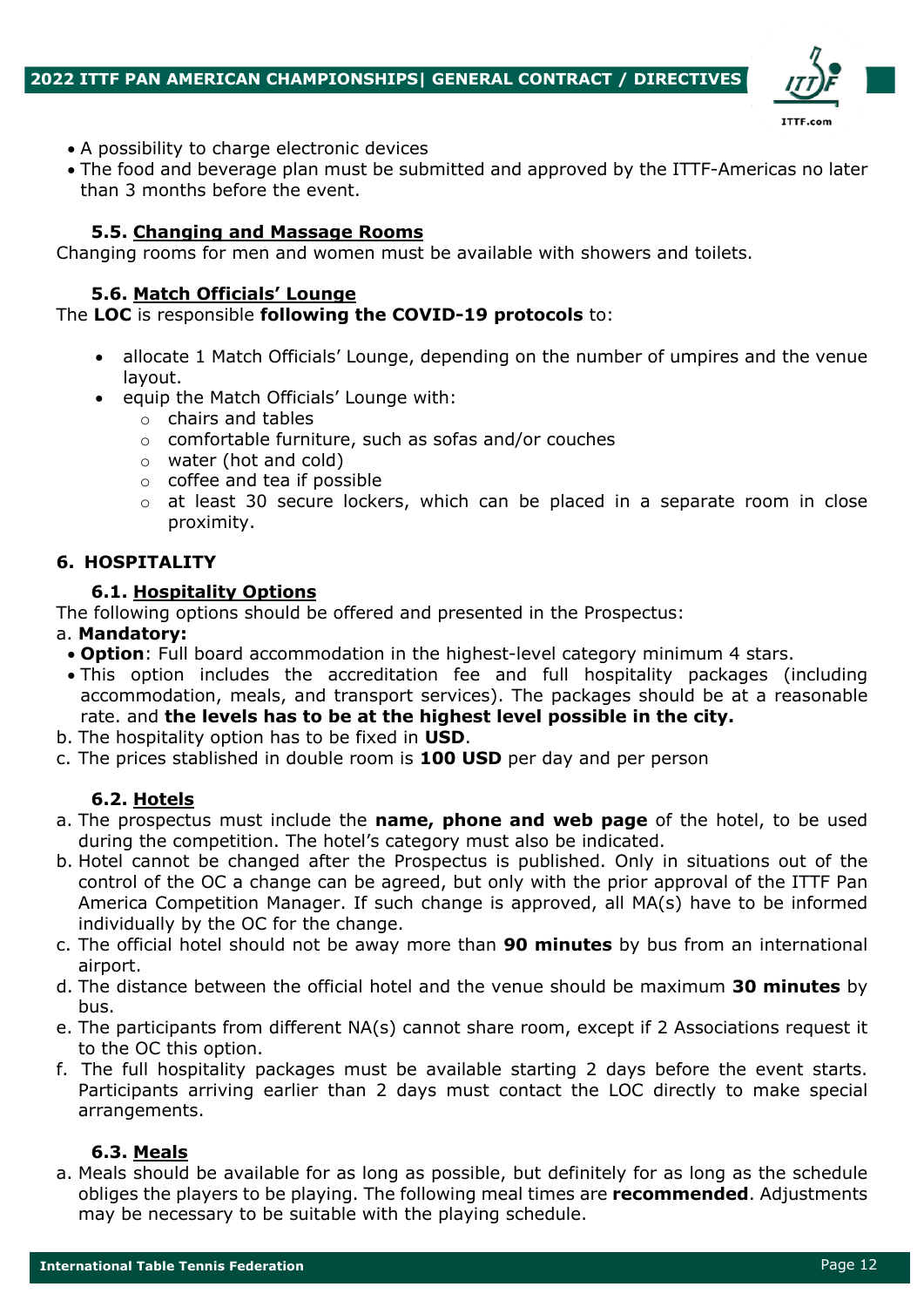- A possibility to charge electronic devices
- The food and beverage plan must be submitted and approved by the ITTF-Americas no later than 3 months before the event.

### 5.5. Changing and Massage Rooms

Changing rooms for men and women must be available with showers and toilets.

### 5.6. Match Officials' Lounge

The **LOC** is responsible **following the COVID-19 protocols** to:

- allocate 1 Match Officials' Lounge, depending on the number of umpires and the venue layout.
- equip the Match Officials' Lounge with:
  - chairs and tables
  - comfortable furniture, such as sofas and/or couches
  - water (hot and cold)
  - coffee and tea if possible
  - at least 30 secure lockers, which can be placed in a separate room in close proximity.

## 6. HOSPITALITY

### 6.1. Hospitality Options

The following options should be offered and presented in the Prospectus:

a. **Mandatory:**

- **Option**: Full board accommodation in the highest-level category minimum 4 stars.
- This option includes the accreditation fee and full hospitality packages (including accommodation, meals, and transport services). The packages should be at a reasonable rate. and **the levels has to be at the highest level possible in the city.**

b. The hospitality option has to be fixed in **USD**.

c. The prices stablished in double room is **100 USD** per day and per person

### 6.2. Hotels

a. The prospectus must include the **name, phone and web page** of the hotel, to be used during the competition. The hotel's category must also be indicated.

b. Hotel cannot be changed after the Prospectus is published. Only in situations out of the control of the OC a change can be agreed, but only with the prior approval of the ITTF Pan America Competition Manager. If such change is approved, all MA(s) have to be informed individually by the OC for the change.

c. The official hotel should not be away more than **90 minutes** by bus from an international airport.

d. The distance between the official hotel and the venue should be maximum **30 minutes** by bus.

e. The participants from different NA(s) cannot share room, except if 2 Associations request it to the OC this option.

f. The full hospitality packages must be available starting 2 days before the event starts. Participants arriving earlier than 2 days must contact the LOC directly to make special arrangements.

### 6.3. Meals

a. Meals should be available for as long as possible, but definitely for as long as the schedule obliges the players to be playing. The following meal times are **recommended**. Adjustments may be necessary to be suitable with the playing schedule.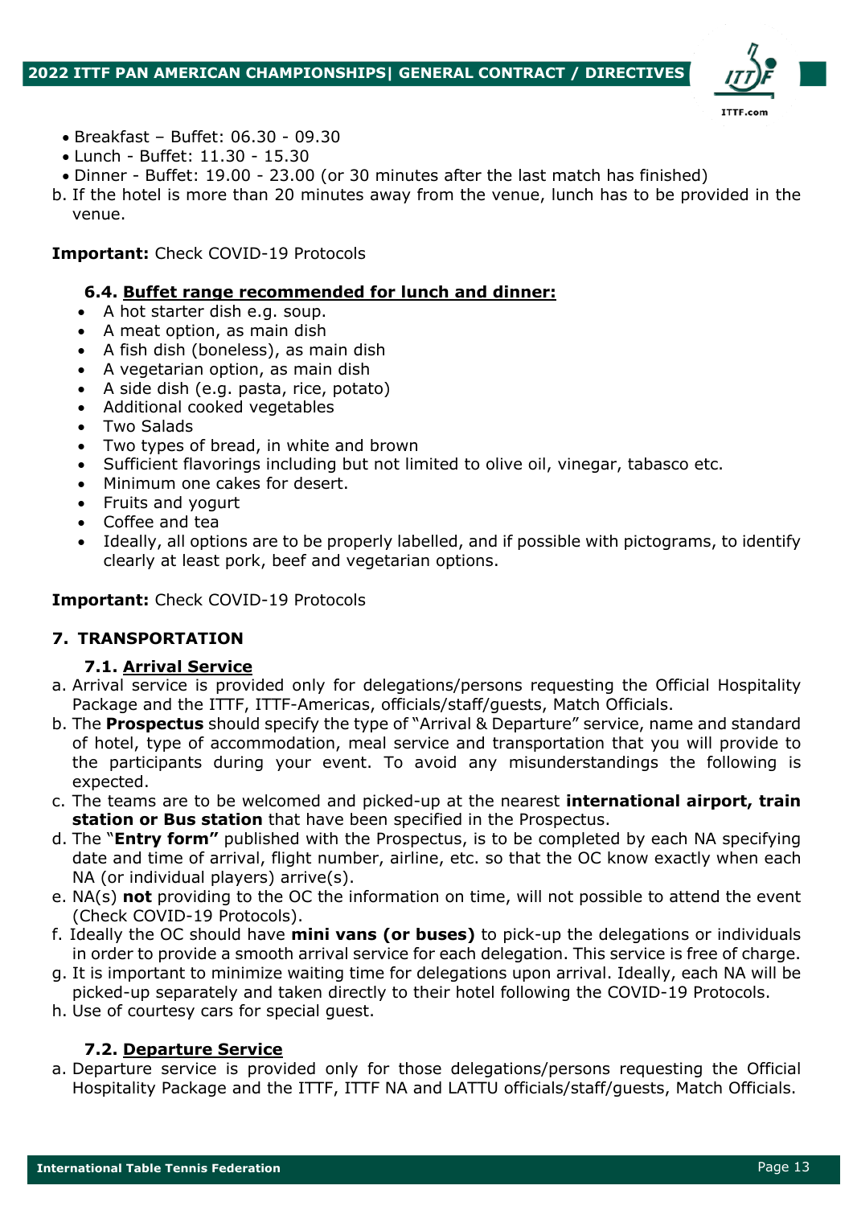- Breakfast – Buffet: 06.30 - 09.30
- Lunch - Buffet: 11.30 - 15.30
- Dinner - Buffet: 19.00 - 23.00 (or 30 minutes after the last match has finished)

b. If the hotel is more than 20 minutes away from the venue, lunch has to be provided in the venue.

**Important:** Check COVID-19 Protocols

### 6.4. Buffet range recommended for lunch and dinner:

- A hot starter dish e.g. soup.
- A meat option, as main dish
- A fish dish (boneless), as main dish
- A vegetarian option, as main dish
- A side dish (e.g. pasta, rice, potato)
- Additional cooked vegetables
- Two Salads
- Two types of bread, in white and brown
- Sufficient flavorings including but not limited to olive oil, vinegar, tabasco etc.
- Minimum one cakes for desert.
- Fruits and yogurt
- Coffee and tea
- Ideally, all options are to be properly labelled, and if possible with pictograms, to identify clearly at least pork, beef and vegetarian options.

**Important:** Check COVID-19 Protocols

## 7. TRANSPORTATION

### 7.1. Arrival Service

a. Arrival service is provided only for delegations/persons requesting the Official Hospitality Package and the ITTF, ITTF-Americas, officials/staff/guests, Match Officials.

b. The **Prospectus** should specify the type of "Arrival & Departure" service, name and standard of hotel, type of accommodation, meal service and transportation that you will provide to the participants during your event. To avoid any misunderstandings the following is expected.

c. The teams are to be welcomed and picked-up at the nearest **international airport, train station or Bus station** that have been specified in the Prospectus.

d. The "**Entry form"** published with the Prospectus, is to be completed by each NA specifying date and time of arrival, flight number, airline, etc. so that the OC know exactly when each NA (or individual players) arrive(s).

e. NA(s) **not** providing to the OC the information on time, will not possible to attend the event (Check COVID-19 Protocols).

f. Ideally the OC should have **mini vans (or buses)** to pick-up the delegations or individuals in order to provide a smooth arrival service for each delegation. This service is free of charge.

g. It is important to minimize waiting time for delegations upon arrival. Ideally, each NA will be picked-up separately and taken directly to their hotel following the COVID-19 Protocols.

h. Use of courtesy cars for special guest.

### 7.2. Departure Service

a. Departure service is provided only for those delegations/persons requesting the Official Hospitality Package and the ITTF, ITTF NA and LATTU officials/staff/guests, Match Officials.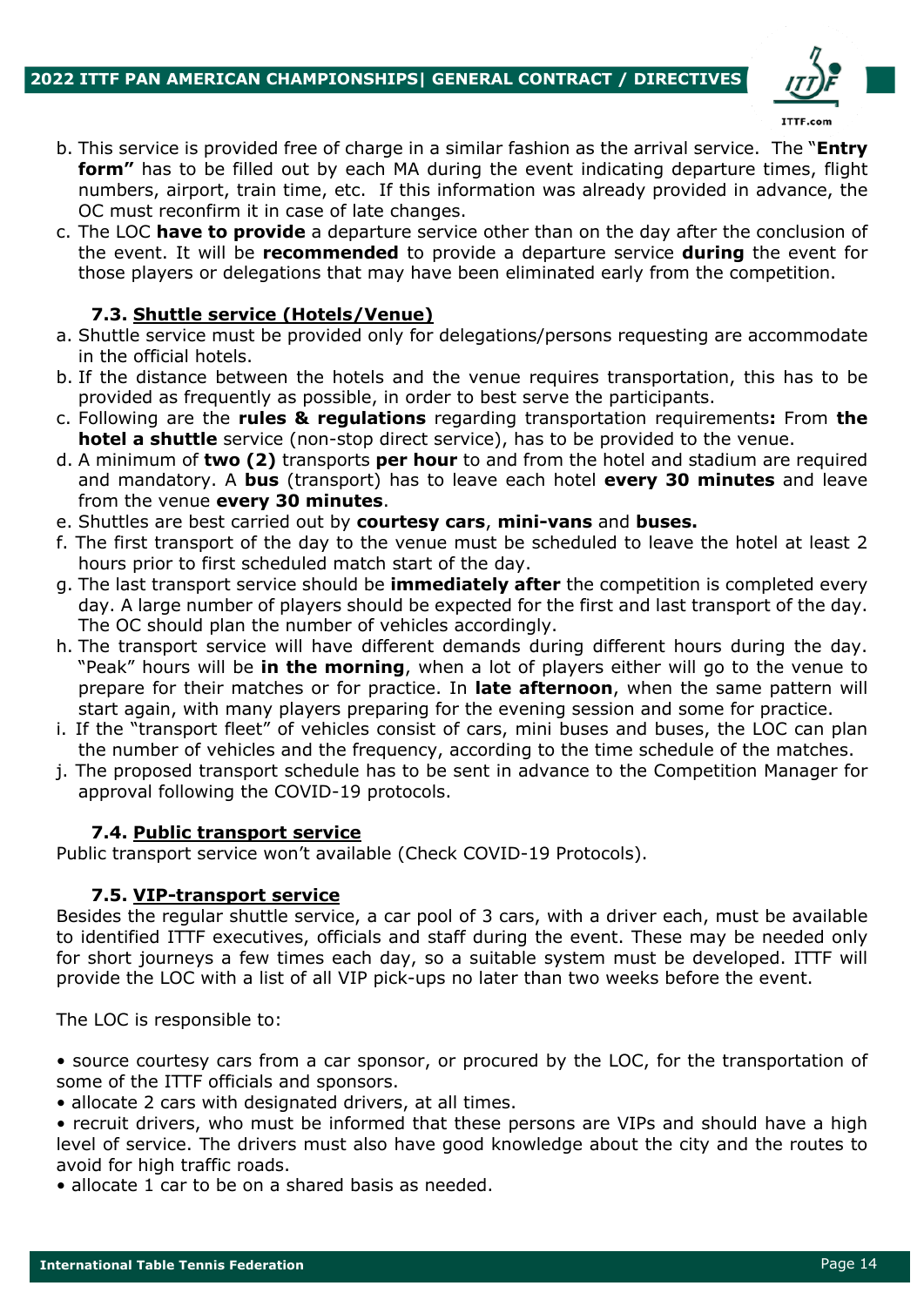b. This service is provided free of charge in a similar fashion as the arrival service. The "**Entry form"** has to be filled out by each MA during the event indicating departure times, flight numbers, airport, train time, etc. If this information was already provided in advance, the OC must reconfirm it in case of late changes.

c. The LOC **have to provide** a departure service other than on the day after the conclusion of the event. It will be **recommended** to provide a departure service **during** the event for those players or delegations that may have been eliminated early from the competition.

### 7.3. Shuttle service (Hotels/Venue)

a. Shuttle service must be provided only for delegations/persons requesting are accommodate in the official hotels.

b. If the distance between the hotels and the venue requires transportation, this has to be provided as frequently as possible, in order to best serve the participants.

c. Following are the **rules & regulations** regarding transportation requirements**:** From **the hotel a shuttle** service (non-stop direct service), has to be provided to the venue.

d. A minimum of **two (2)** transports **per hour** to and from the hotel and stadium are required and mandatory. A **bus** (transport) has to leave each hotel **every 30 minutes** and leave from the venue **every 30 minutes**.

e. Shuttles are best carried out by **courtesy cars**, **mini-vans** and **buses.**

f. The first transport of the day to the venue must be scheduled to leave the hotel at least 2 hours prior to first scheduled match start of the day.

g. The last transport service should be **immediately after** the competition is completed every day. A large number of players should be expected for the first and last transport of the day. The OC should plan the number of vehicles accordingly.

h. The transport service will have different demands during different hours during the day. "Peak" hours will be **in the morning**, when a lot of players either will go to the venue to prepare for their matches or for practice. In **late afternoon**, when the same pattern will start again, with many players preparing for the evening session and some for practice.

i. If the "transport fleet" of vehicles consist of cars, mini buses and buses, the LOC can plan the number of vehicles and the frequency, according to the time schedule of the matches.

j. The proposed transport schedule has to be sent in advance to the Competition Manager for approval following the COVID-19 protocols.

### 7.4. Public transport service

Public transport service won't available (Check COVID-19 Protocols).

### 7.5. VIP-transport service

Besides the regular shuttle service, a car pool of 3 cars, with a driver each, must be available to identified ITTF executives, officials and staff during the event. These may be needed only for short journeys a few times each day, so a suitable system must be developed. ITTF will provide the LOC with a list of all VIP pick-ups no later than two weeks before the event.

The LOC is responsible to:

- source courtesy cars from a car sponsor, or procured by the LOC, for the transportation of some of the ITTF officials and sponsors.
- allocate 2 cars with designated drivers, at all times.
- recruit drivers, who must be informed that these persons are VIPs and should have a high level of service. The drivers must also have good knowledge about the city and the routes to avoid for high traffic roads.
- allocate 1 car to be on a shared basis as needed.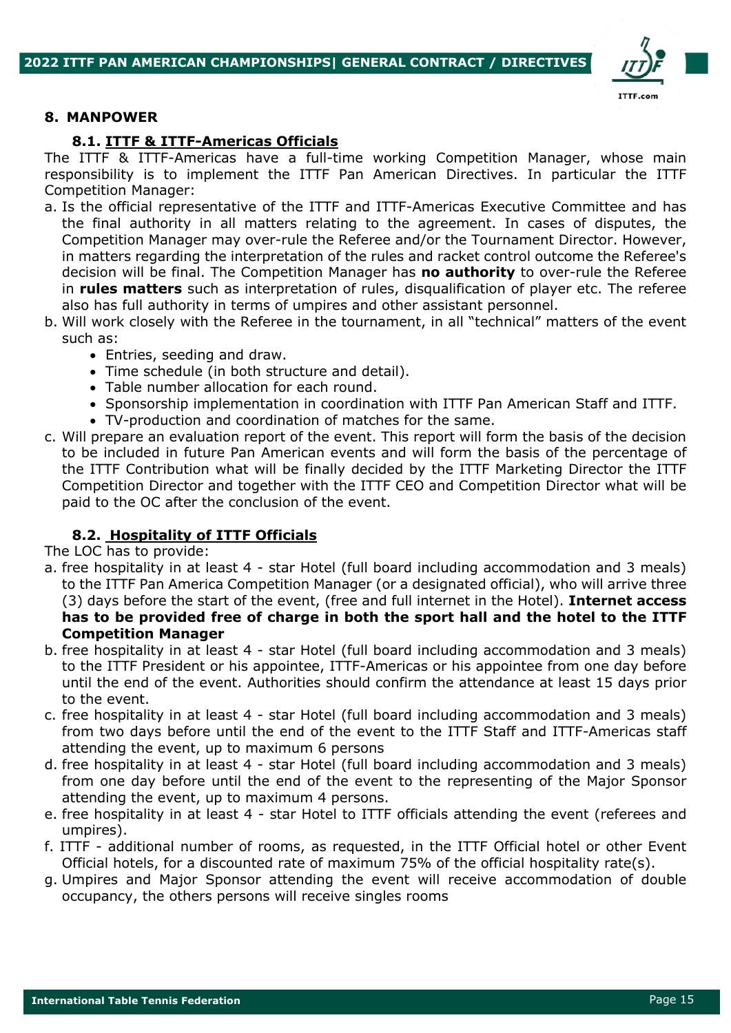## 8. MANPOWER

### 8.1. ITTF & ITTF-Americas Officials

The ITTF & ITTF-Americas have a full-time working Competition Manager, whose main responsibility is to implement the ITTF Pan American Directives. In particular the ITTF Competition Manager:

a. Is the official representative of the ITTF and ITTF-Americas Executive Committee and has the final authority in all matters relating to the agreement. In cases of disputes, the Competition Manager may over-rule the Referee and/or the Tournament Director. However, in matters regarding the interpretation of the rules and racket control outcome the Referee's decision will be final. The Competition Manager has **no authority** to over-rule the Referee in **rules matters** such as interpretation of rules, disqualification of player etc. The referee also has full authority in terms of umpires and other assistant personnel.

b. Will work closely with the Referee in the tournament, in all "technical" matters of the event such as:
   - Entries, seeding and draw.
   - Time schedule (in both structure and detail).
   - Table number allocation for each round.
   - Sponsorship implementation in coordination with ITTF Pan American Staff and ITTF.
   - TV-production and coordination of matches for the same.

c. Will prepare an evaluation report of the event. This report will form the basis of the decision to be included in future Pan American events and will form the basis of the percentage of the ITTF Contribution what will be finally decided by the ITTF Marketing Director the ITTF Competition Director and together with the ITTF CEO and Competition Director what will be paid to the OC after the conclusion of the event.

### 8.2. Hospitality of ITTF Officials

The LOC has to provide:

a. free hospitality in at least 4 - star Hotel (full board including accommodation and 3 meals) to the ITTF Pan America Competition Manager (or a designated official), who will arrive three (3) days before the start of the event, (free and full internet in the Hotel). **Internet access has to be provided free of charge in both the sport hall and the hotel to the ITTF Competition Manager**

b. free hospitality in at least 4 - star Hotel (full board including accommodation and 3 meals) to the ITTF President or his appointee, ITTF-Americas or his appointee from one day before until the end of the event. Authorities should confirm the attendance at least 15 days prior to the event.

c. free hospitality in at least 4 - star Hotel (full board including accommodation and 3 meals) from two days before until the end of the event to the ITTF Staff and ITTF-Americas staff attending the event, up to maximum 6 persons

d. free hospitality in at least 4 - star Hotel (full board including accommodation and 3 meals) from one day before until the end of the event to the representing of the Major Sponsor attending the event, up to maximum 4 persons.

e. free hospitality in at least 4 - star Hotel to ITTF officials attending the event (referees and umpires).

f. ITTF - additional number of rooms, as requested, in the ITTF Official hotel or other Event Official hotels, for a discounted rate of maximum 75% of the official hospitality rate(s).

g. Umpires and Major Sponsor attending the event will receive accommodation of double occupancy, the others persons will receive singles rooms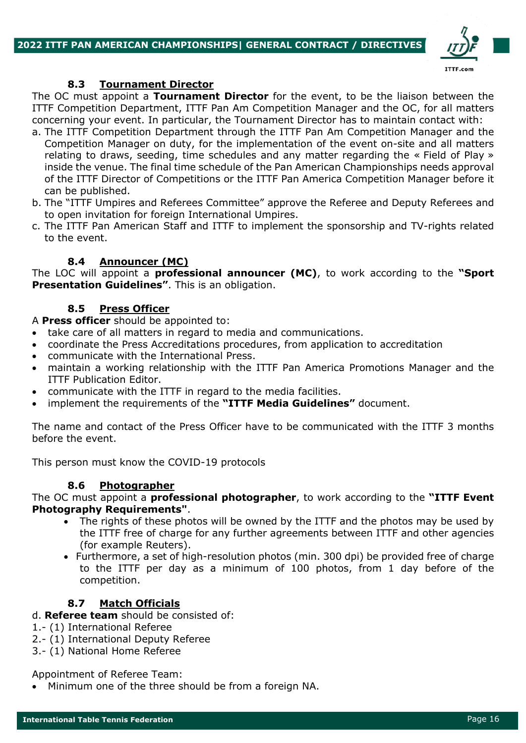### 8.3 Tournament Director

The OC must appoint a **Tournament Director** for the event, to be the liaison between the ITTF Competition Department, ITTF Pan Am Competition Manager and the OC, for all matters concerning your event. In particular, the Tournament Director has to maintain contact with:

a. The ITTF Competition Department through the ITTF Pan Am Competition Manager and the Competition Manager on duty, for the implementation of the event on-site and all matters relating to draws, seeding, time schedules and any matter regarding the « Field of Play » inside the venue. The final time schedule of the Pan American Championships needs approval of the ITTF Director of Competitions or the ITTF Pan America Competition Manager before it can be published.

b. The "ITTF Umpires and Referees Committee" approve the Referee and Deputy Referees and to open invitation for foreign International Umpires.

c. The ITTF Pan American Staff and ITTF to implement the sponsorship and TV-rights related to the event.

### 8.4 Announcer (MC)

The LOC will appoint a **professional announcer (MC)**, to work according to the **"Sport Presentation Guidelines"**. This is an obligation.

### 8.5 Press Officer

A **Press officer** should be appointed to:

- take care of all matters in regard to media and communications.
- coordinate the Press Accreditations procedures, from application to accreditation
- communicate with the International Press.
- maintain a working relationship with the ITTF Pan America Promotions Manager and the ITTF Publication Editor.
- communicate with the ITTF in regard to the media facilities.
- implement the requirements of the **"ITTF Media Guidelines"** document.

The name and contact of the Press Officer have to be communicated with the ITTF 3 months before the event.

This person must know the COVID-19 protocols

### 8.6 Photographer

The OC must appoint a **professional photographer**, to work according to the **"ITTF Event Photography Requirements"**.

- The rights of these photos will be owned by the ITTF and the photos may be used by the ITTF free of charge for any further agreements between ITTF and other agencies (for example Reuters).
- Furthermore, a set of high-resolution photos (min. 300 dpi) be provided free of charge to the ITTF per day as a minimum of 100 photos, from 1 day before of the competition.

### 8.7 Match Officials

d. **Referee team** should be consisted of:

1.- (1) International Referee
2.- (1) International Deputy Referee
3.- (1) National Home Referee

Appointment of Referee Team:

- Minimum one of the three should be from a foreign NA.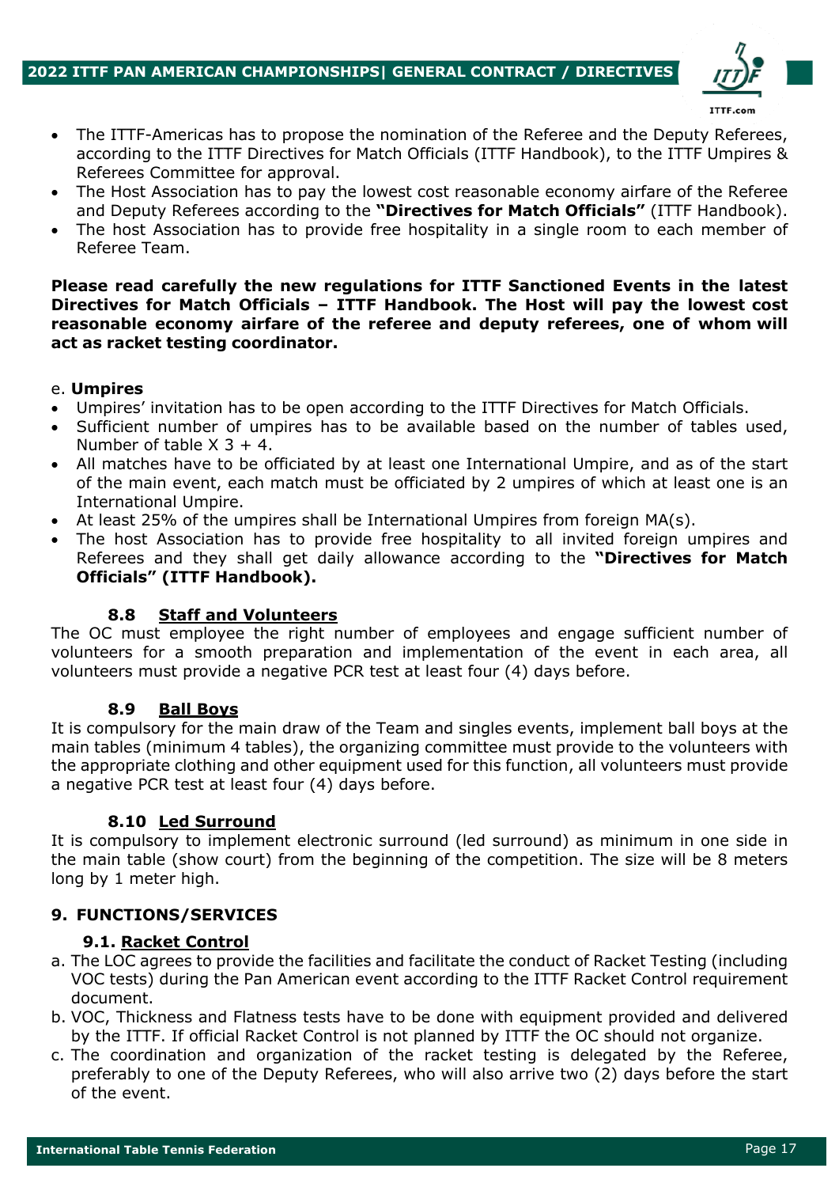- The ITTF-Americas has to propose the nomination of the Referee and the Deputy Referees, according to the ITTF Directives for Match Officials (ITTF Handbook), to the ITTF Umpires & Referees Committee for approval.
- The Host Association has to pay the lowest cost reasonable economy airfare of the Referee and Deputy Referees according to the **"Directives for Match Officials"** (ITTF Handbook).
- The host Association has to provide free hospitality in a single room to each member of Referee Team.

**Please read carefully the new regulations for ITTF Sanctioned Events in the latest Directives for Match Officials – ITTF Handbook. The Host will pay the lowest cost reasonable economy airfare of the referee and deputy referees, one of whom will act as racket testing coordinator.**

e. **Umpires**

- Umpires' invitation has to be open according to the ITTF Directives for Match Officials.
- Sufficient number of umpires has to be available based on the number of tables used, Number of table X 3 + 4.
- All matches have to be officiated by at least one International Umpire, and as of the start of the main event, each match must be officiated by 2 umpires of which at least one is an International Umpire.
- At least 25% of the umpires shall be International Umpires from foreign MA(s).
- The host Association has to provide free hospitality to all invited foreign umpires and Referees and they shall get daily allowance according to the **"Directives for Match Officials" (ITTF Handbook).**

### 8.8 Staff and Volunteers

The OC must employee the right number of employees and engage sufficient number of volunteers for a smooth preparation and implementation of the event in each area, all volunteers must provide a negative PCR test at least four (4) days before.

### 8.9 Ball Boys

It is compulsory for the main draw of the Team and singles events, implement ball boys at the main tables (minimum 4 tables), the organizing committee must provide to the volunteers with the appropriate clothing and other equipment used for this function, all volunteers must provide a negative PCR test at least four (4) days before.

### 8.10 Led Surround

It is compulsory to implement electronic surround (led surround) as minimum in one side in the main table (show court) from the beginning of the competition. The size will be 8 meters long by 1 meter high.

## 9. FUNCTIONS/SERVICES

### 9.1. Racket Control

a. The LOC agrees to provide the facilities and facilitate the conduct of Racket Testing (including VOC tests) during the Pan American event according to the ITTF Racket Control requirement document.

b. VOC, Thickness and Flatness tests have to be done with equipment provided and delivered by the ITTF. If official Racket Control is not planned by ITTF the OC should not organize.

c. The coordination and organization of the racket testing is delegated by the Referee, preferably to one of the Deputy Referees, who will also arrive two (2) days before the start of the event.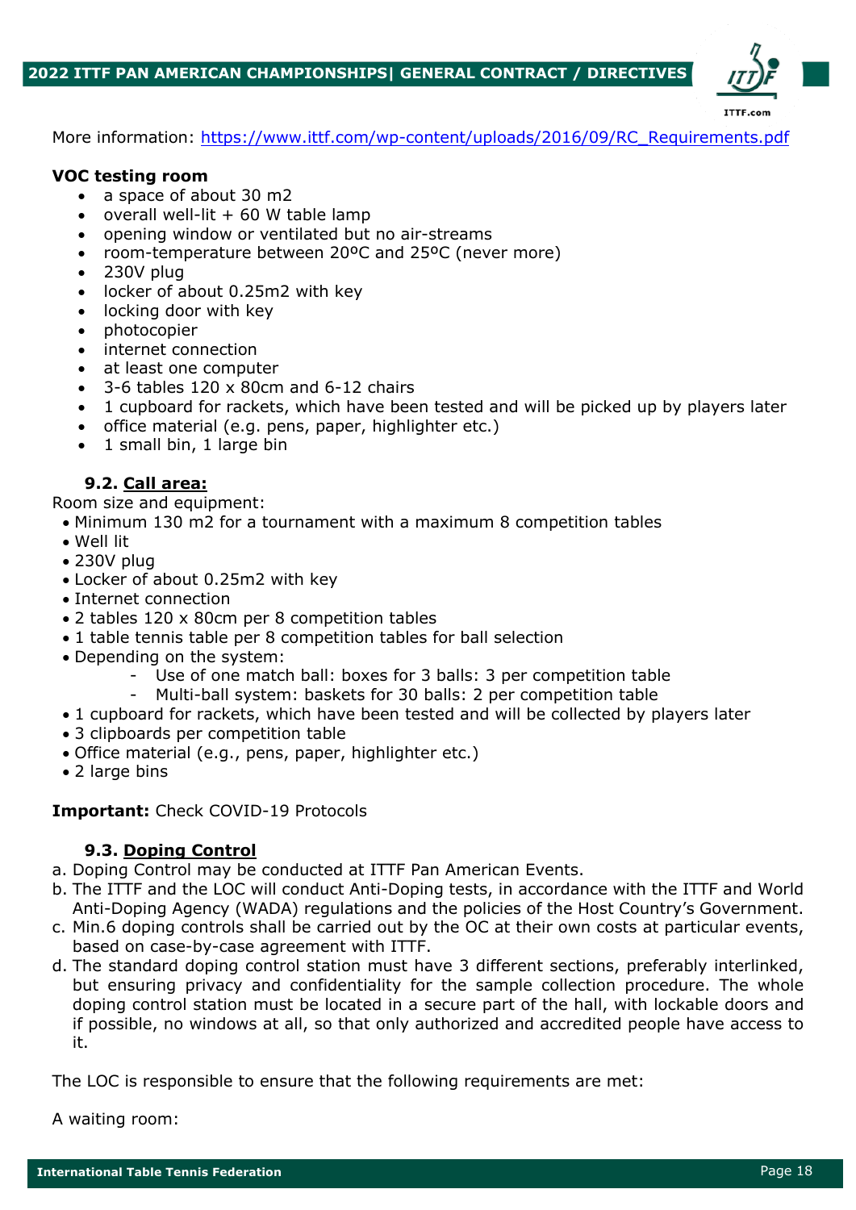More information: [https://www.ittf.com/wp-content/uploads/2016/09/RC_Requirements.pdf](https://www.ittf.com/wp-content/uploads/2016/09/RC_Requirements.pdf)

**VOC testing room**

- a space of about 30 m2
- overall well-lit + 60 W table lamp
- opening window or ventilated but no air-streams
- room-temperature between 20ºC and 25ºC (never more)
- 230V plug
- locker of about 0.25m2 with key
- locking door with key
- photocopier
- internet connection
- at least one computer
- 3-6 tables 120 x 80cm and 6-12 chairs
- 1 cupboard for rackets, which have been tested and will be picked up by players later
- office material (e.g. pens, paper, highlighter etc.)
- 1 small bin, 1 large bin

### 9.2. Call area:

Room size and equipment:

- Minimum 130 m2 for a tournament with a maximum 8 competition tables
- Well lit
- 230V plug
- Locker of about 0.25m2 with key
- Internet connection
- 2 tables 120 x 80cm per 8 competition tables
- 1 table tennis table per 8 competition tables for ball selection
- Depending on the system:
    - Use of one match ball: boxes for 3 balls: 3 per competition table
    - Multi-ball system: baskets for 30 balls: 2 per competition table
- 1 cupboard for rackets, which have been tested and will be collected by players later
- 3 clipboards per competition table
- Office material (e.g., pens, paper, highlighter etc.)
- 2 large bins

**Important:** Check COVID-19 Protocols

### 9.3. Doping Control

a. Doping Control may be conducted at ITTF Pan American Events.

b. The ITTF and the LOC will conduct Anti-Doping tests, in accordance with the ITTF and World Anti-Doping Agency (WADA) regulations and the policies of the Host Country's Government.

c. Min.6 doping controls shall be carried out by the OC at their own costs at particular events, based on case-by-case agreement with ITTF.

d. The standard doping control station must have 3 different sections, preferably interlinked, but ensuring privacy and confidentiality for the sample collection procedure. The whole doping control station must be located in a secure part of the hall, with lockable doors and if possible, no windows at all, so that only authorized and accredited people have access to it.

The LOC is responsible to ensure that the following requirements are met:

A waiting room: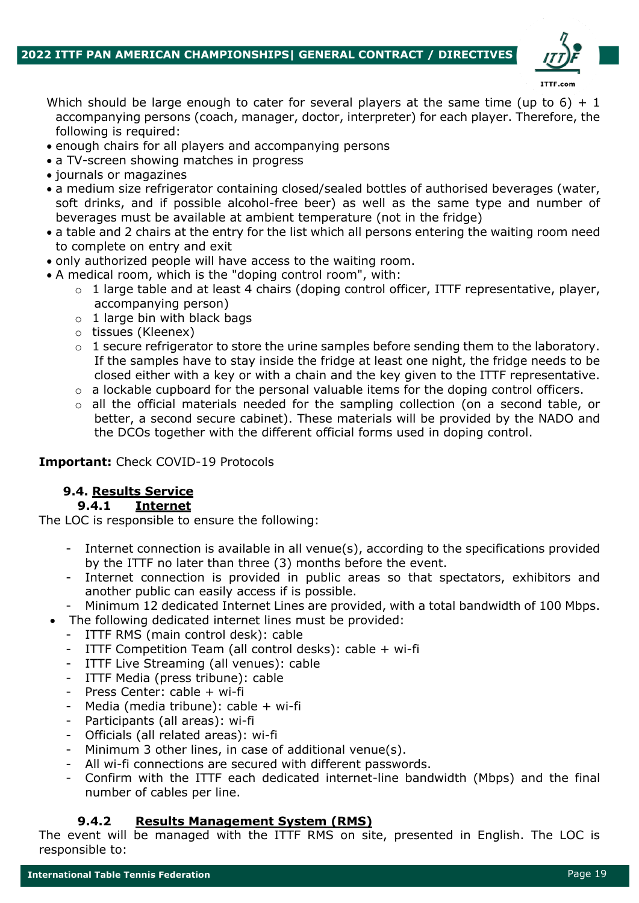Which should be large enough to cater for several players at the same time (up to 6) + 1 accompanying persons (coach, manager, doctor, interpreter) for each player. Therefore, the following is required:

- enough chairs for all players and accompanying persons
- a TV-screen showing matches in progress
- journals or magazines
- a medium size refrigerator containing closed/sealed bottles of authorised beverages (water, soft drinks, and if possible alcohol-free beer) as well as the same type and number of beverages must be available at ambient temperature (not in the fridge)
- a table and 2 chairs at the entry for the list which all persons entering the waiting room need to complete on entry and exit
- only authorized people will have access to the waiting room.
- A medical room, which is the "doping control room", with:
  - 1 large table and at least 4 chairs (doping control officer, ITTF representative, player, accompanying person)
  - 1 large bin with black bags
  - tissues (Kleenex)
  - 1 secure refrigerator to store the urine samples before sending them to the laboratory. If the samples have to stay inside the fridge at least one night, the fridge needs to be closed either with a key or with a chain and the key given to the ITTF representative.
  - a lockable cupboard for the personal valuable items for the doping control officers.
  - all the official materials needed for the sampling collection (on a second table, or better, a second secure cabinet). These materials will be provided by the NADO and the DCOs together with the different official forms used in doping control.

**Important:** Check COVID-19 Protocols

### 9.4. Results Service

#### 9.4.1 Internet

The LOC is responsible to ensure the following:

- Internet connection is available in all venue(s), according to the specifications provided by the ITTF no later than three (3) months before the event.
- Internet connection is provided in public areas so that spectators, exhibitors and another public can easily access if is possible.
- Minimum 12 dedicated Internet Lines are provided, with a total bandwidth of 100 Mbps.
- The following dedicated internet lines must be provided:
  - ITTF RMS (main control desk): cable
  - ITTF Competition Team (all control desks): cable + wi-fi
  - ITTF Live Streaming (all venues): cable
  - ITTF Media (press tribune): cable
  - Press Center: cable + wi-fi
  - Media (media tribune): cable + wi-fi
  - Participants (all areas): wi-fi
  - Officials (all related areas): wi-fi
  - Minimum 3 other lines, in case of additional venue(s).
  - All wi-fi connections are secured with different passwords.
  - Confirm with the ITTF each dedicated internet-line bandwidth (Mbps) and the final number of cables per line.

#### 9.4.2 Results Management System (RMS)

The event will be managed with the ITTF RMS on site, presented in English. The LOC is responsible to: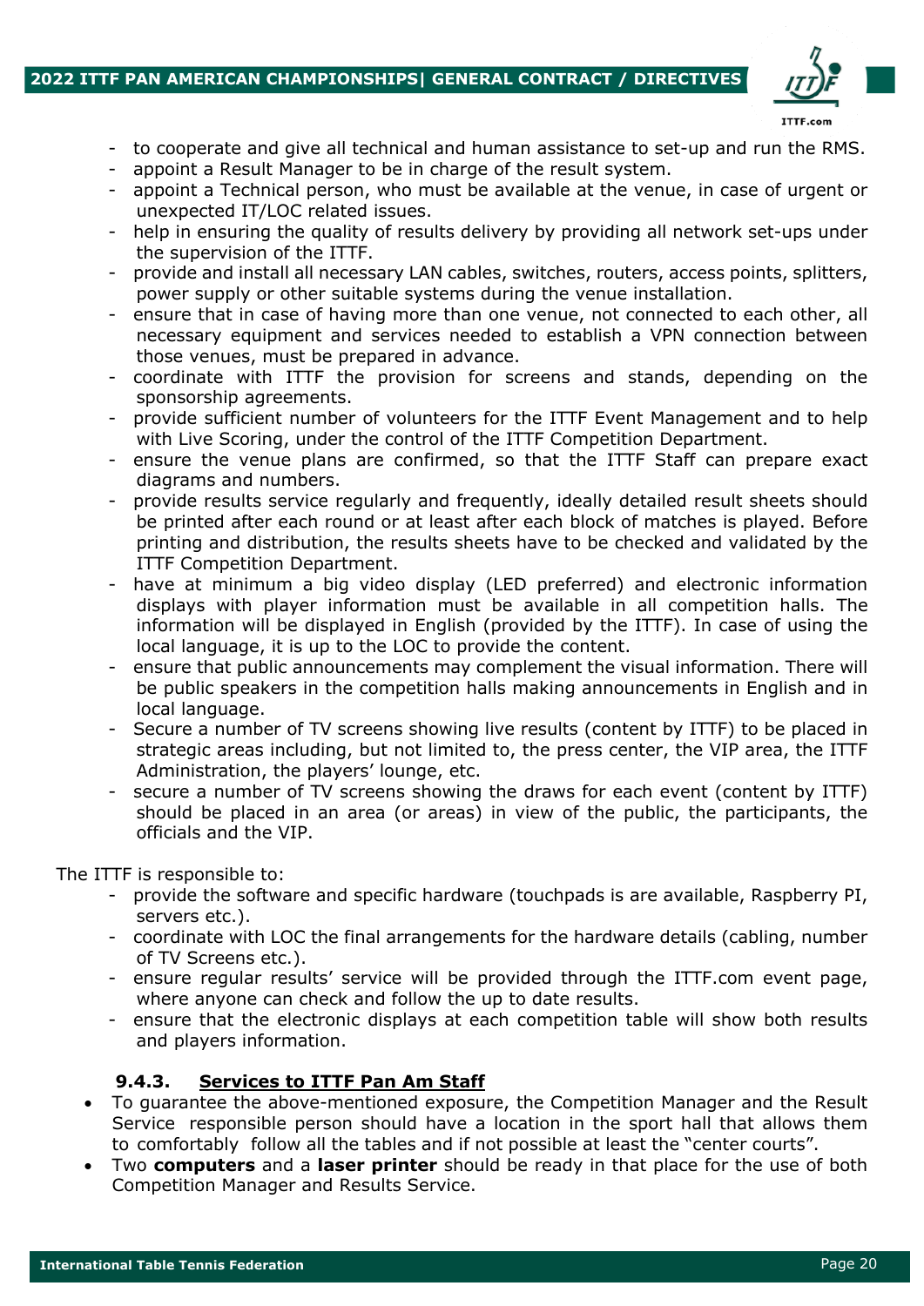- to cooperate and give all technical and human assistance to set-up and run the RMS.
- appoint a Result Manager to be in charge of the result system.
- appoint a Technical person, who must be available at the venue, in case of urgent or unexpected IT/LOC related issues.
- help in ensuring the quality of results delivery by providing all network set-ups under the supervision of the ITTF.
- provide and install all necessary LAN cables, switches, routers, access points, splitters, power supply or other suitable systems during the venue installation.
- ensure that in case of having more than one venue, not connected to each other, all necessary equipment and services needed to establish a VPN connection between those venues, must be prepared in advance.
- coordinate with ITTF the provision for screens and stands, depending on the sponsorship agreements.
- provide sufficient number of volunteers for the ITTF Event Management and to help with Live Scoring, under the control of the ITTF Competition Department.
- ensure the venue plans are confirmed, so that the ITTF Staff can prepare exact diagrams and numbers.
- provide results service regularly and frequently, ideally detailed result sheets should be printed after each round or at least after each block of matches is played. Before printing and distribution, the results sheets have to be checked and validated by the ITTF Competition Department.
- have at minimum a big video display (LED preferred) and electronic information displays with player information must be available in all competition halls. The information will be displayed in English (provided by the ITTF). In case of using the local language, it is up to the LOC to provide the content.
- ensure that public announcements may complement the visual information. There will be public speakers in the competition halls making announcements in English and in local language.
- Secure a number of TV screens showing live results (content by ITTF) to be placed in strategic areas including, but not limited to, the press center, the VIP area, the ITTF Administration, the players' lounge, etc.
- secure a number of TV screens showing the draws for each event (content by ITTF) should be placed in an area (or areas) in view of the public, the participants, the officials and the VIP.

The ITTF is responsible to:

- provide the software and specific hardware (touchpads is are available, Raspberry PI, servers etc.).
- coordinate with LOC the final arrangements for the hardware details (cabling, number of TV Screens etc.).
- ensure regular results' service will be provided through the ITTF.com event page, where anyone can check and follow the up to date results.
- ensure that the electronic displays at each competition table will show both results and players information.

#### 9.4.3. Services to ITTF Pan Am Staff

- To guarantee the above-mentioned exposure, the Competition Manager and the Result Service responsible person should have a location in the sport hall that allows them to comfortably follow all the tables and if not possible at least the "center courts".
- Two **computers** and a **laser printer** should be ready in that place for the use of both Competition Manager and Results Service.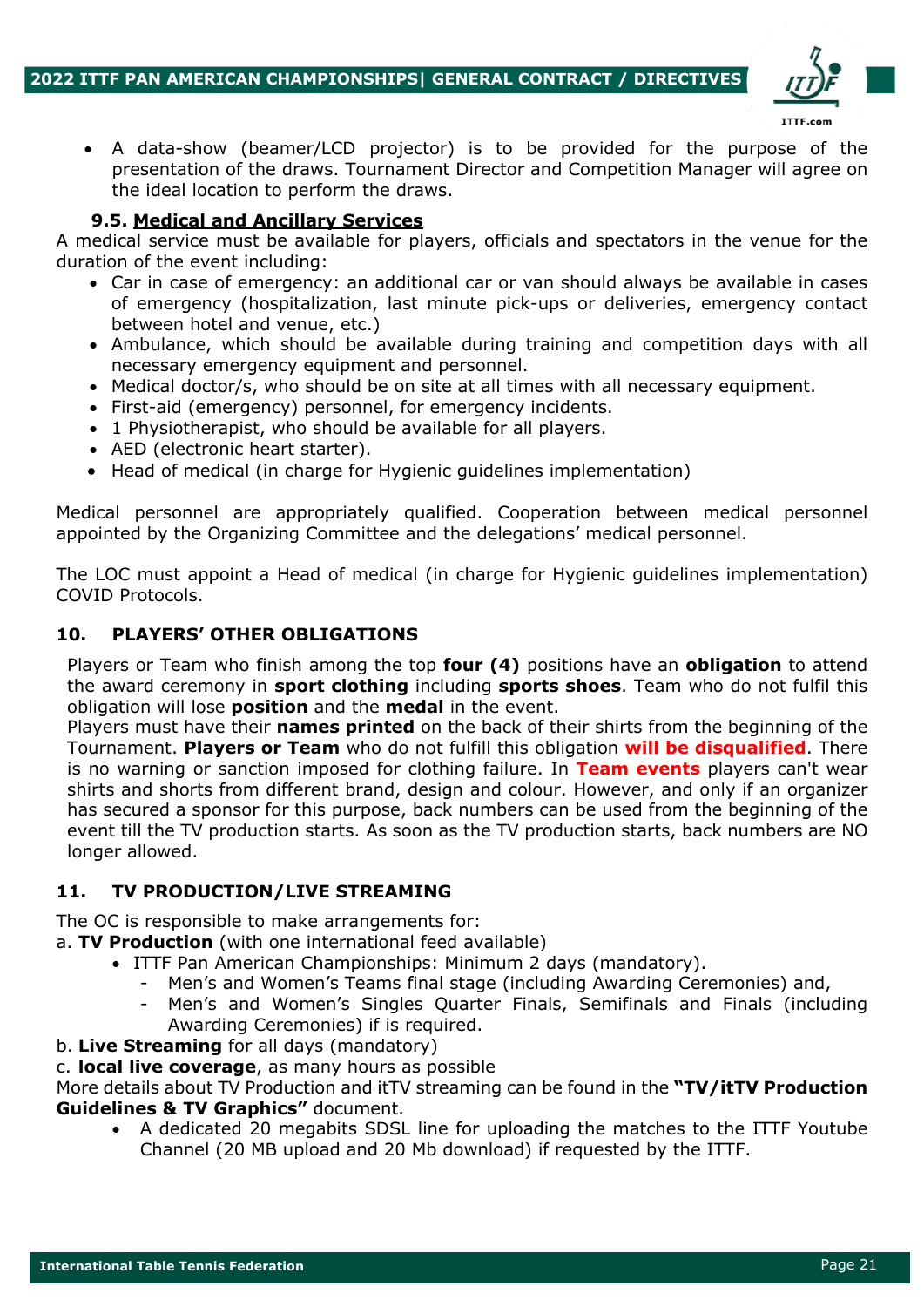- A data-show (beamer/LCD projector) is to be provided for the purpose of the presentation of the draws. Tournament Director and Competition Manager will agree on the ideal location to perform the draws.

### 9.5. Medical and Ancillary Services

A medical service must be available for players, officials and spectators in the venue for the duration of the event including:

- Car in case of emergency: an additional car or van should always be available in cases of emergency (hospitalization, last minute pick-ups or deliveries, emergency contact between hotel and venue, etc.)
- Ambulance, which should be available during training and competition days with all necessary emergency equipment and personnel.
- Medical doctor/s, who should be on site at all times with all necessary equipment.
- First-aid (emergency) personnel, for emergency incidents.
- 1 Physiotherapist, who should be available for all players.
- AED (electronic heart starter).
- Head of medical (in charge for Hygienic guidelines implementation)

Medical personnel are appropriately qualified. Cooperation between medical personnel appointed by the Organizing Committee and the delegations' medical personnel.

The LOC must appoint a Head of medical (in charge for Hygienic guidelines implementation) COVID Protocols.

## 10. PLAYERS' OTHER OBLIGATIONS

Players or Team who finish among the top **four (4)** positions have an **obligation** to attend the award ceremony in **sport clothing** including **sports shoes**. Team who do not fulfil this obligation will lose **position** and the **medal** in the event.
Players must have their **names printed** on the back of their shirts from the beginning of the Tournament. **Players or Team** who do not fulfill this obligation **will be disqualified**. There is no warning or sanction imposed for clothing failure. In **Team events** players can't wear shirts and shorts from different brand, design and colour. However, and only if an organizer has secured a sponsor for this purpose, back numbers can be used from the beginning of the event till the TV production starts. As soon as the TV production starts, back numbers are NO longer allowed.

## 11. TV PRODUCTION/LIVE STREAMING

The OC is responsible to make arrangements for:

a. **TV Production** (with one international feed available)

- ITTF Pan American Championships: Minimum 2 days (mandatory).
  - Men's and Women's Teams final stage (including Awarding Ceremonies) and,
  - Men's and Women's Singles Quarter Finals, Semifinals and Finals (including Awarding Ceremonies) if is required.

b. **Live Streaming** for all days (mandatory)

c. **local live coverage**, as many hours as possible

More details about TV Production and itTV streaming can be found in the **"TV/itTV Production Guidelines & TV Graphics"** document.

- A dedicated 20 megabits SDSL line for uploading the matches to the ITTF Youtube Channel (20 MB upload and 20 Mb download) if requested by the ITTF.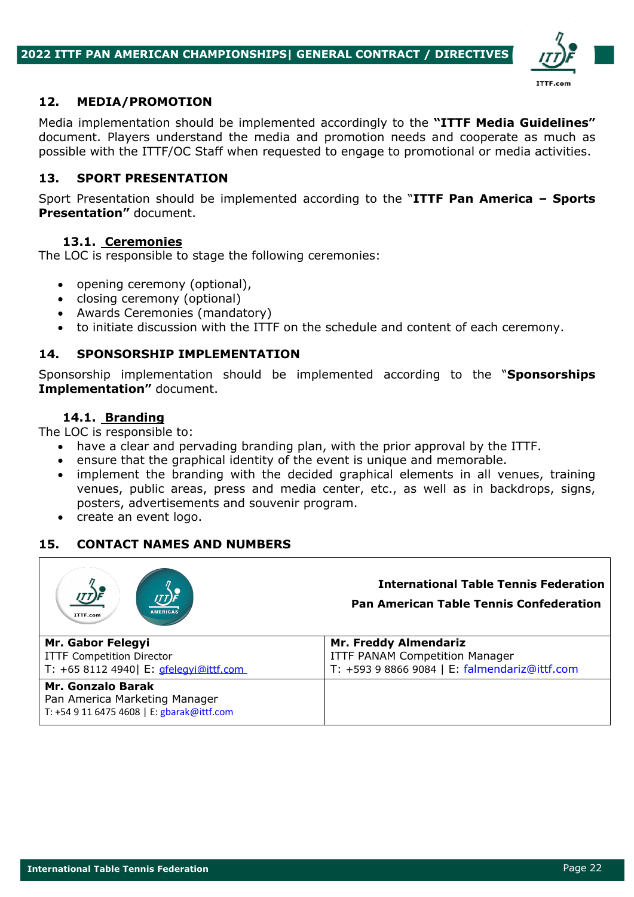## 12. MEDIA/PROMOTION

Media implementation should be implemented accordingly to the **"ITTF Media Guidelines"** document. Players understand the media and promotion needs and cooperate as much as possible with the ITTF/OC Staff when requested to engage to promotional or media activities.

## 13. SPORT PRESENTATION

Sport Presentation should be implemented according to the "**ITTF Pan America – Sports Presentation"** document.

### 13.1. Ceremonies

The LOC is responsible to stage the following ceremonies:

- opening ceremony (optional),
- closing ceremony (optional)
- Awards Ceremonies (mandatory)
- to initiate discussion with the ITTF on the schedule and content of each ceremony.

## 14. SPONSORSHIP IMPLEMENTATION

Sponsorship implementation should be implemented according to the "**Sponsorships Implementation"** document.

### 14.1. Branding

The LOC is responsible to:

- have a clear and pervading branding plan, with the prior approval by the ITTF.
- ensure that the graphical identity of the event is unique and memorable.
- implement the branding with the decided graphical elements in all venues, training venues, public areas, press and media center, etc., as well as in backdrops, signs, posters, advertisements and souvenir program.
- create an event logo.

## 15. CONTACT NAMES AND NUMBERS

| | **International Table Tennis Federation**<br>**Pan American Table Tennis Confederation** |
|---|---|
| **Mr. Gabor Felegyi**<br>ITTF Competition Director<br>T: +65 8112 4940\| E: gfelegyi@ittf.com | **Mr. Freddy Almendariz**<br>ITTF PANAM Competition Manager<br>T: +593 9 8866 9084 \| E: falmendariz@ittf.com |
| **Mr. Gonzalo Barak**<br>Pan America Marketing Manager<br>T: +54 9 11 6475 4608 \| E: gbarak@ittf.com | |